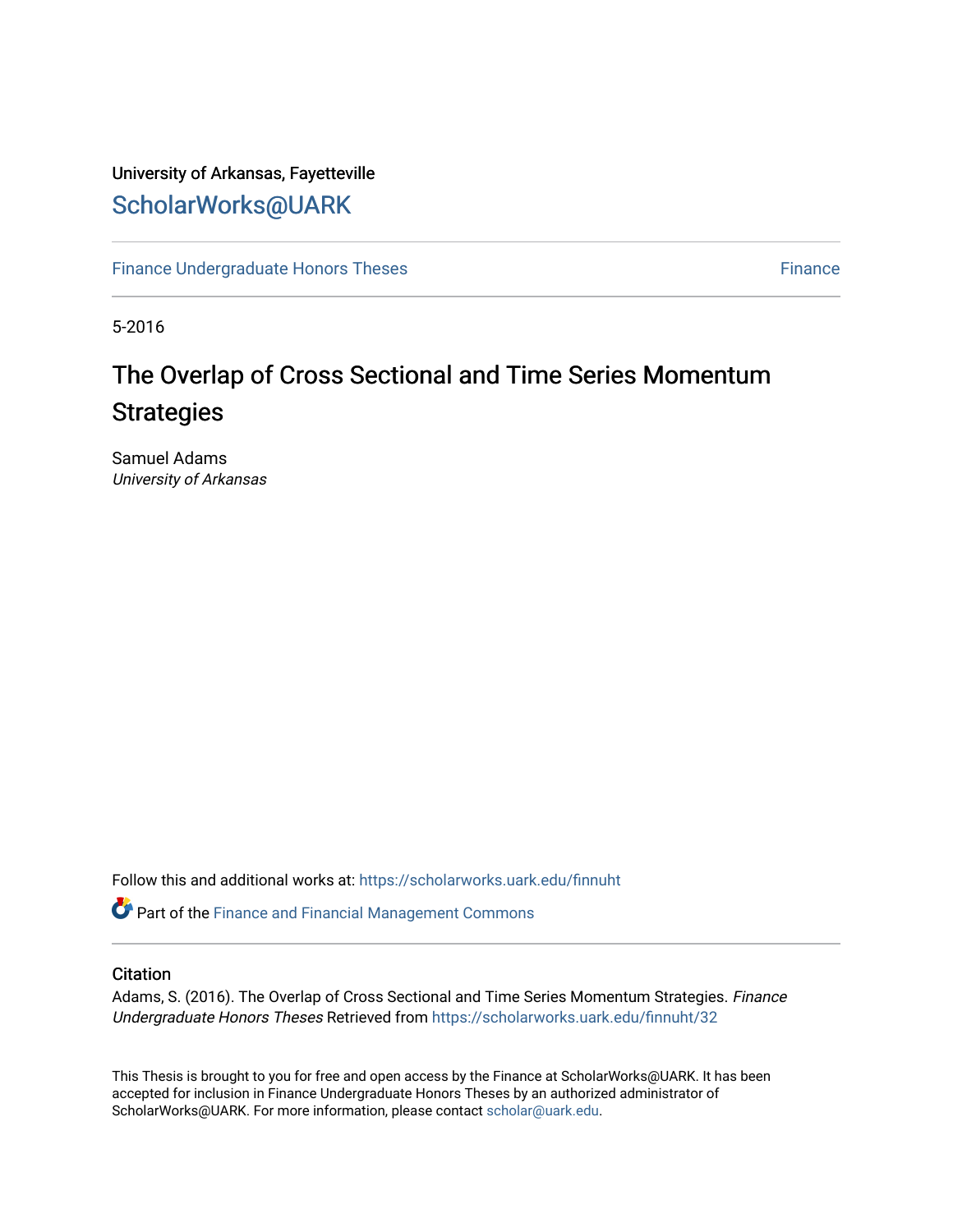University of Arkansas, Fayetteville

ScholarWorks@UARK

Finance Undergraduate Honors Theses — Finance

5-2016

# The Overlap of Cross Sectional and Time Series Momentum Strategies

Samuel Adams
*University of Arkansas*

Follow this and additional works at: https://scholarworks.uark.edu/finnuht

Part of the Finance and Financial Management Commons

## Citation

Adams, S. (2016). The Overlap of Cross Sectional and Time Series Momentum Strategies. *Finance Undergraduate Honors Theses* Retrieved from https://scholarworks.uark.edu/finnuht/32

This Thesis is brought to you for free and open access by the Finance at ScholarWorks@UARK. It has been accepted for inclusion in Finance Undergraduate Honors Theses by an authorized administrator of ScholarWorks@UARK. For more information, please contact scholar@uark.edu.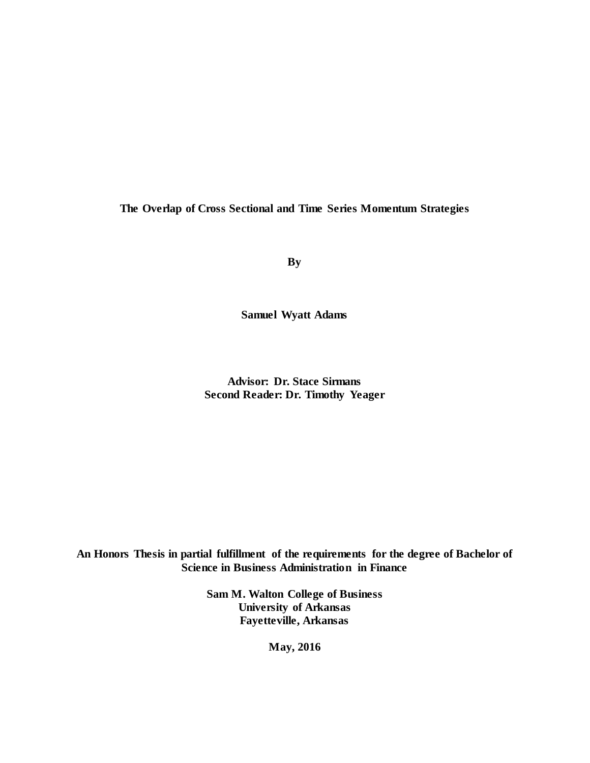**The Overlap of Cross Sectional and Time Series Momentum Strategies**

**By**

**Samuel Wyatt Adams**

**Advisor: Dr. Stace Sirmans**
**Second Reader: Dr. Timothy Yeager**

**An Honors Thesis in partial fulfillment of the requirements for the degree of Bachelor of Science in Business Administration in Finance**

**Sam M. Walton College of Business**
**University of Arkansas**
**Fayetteville, Arkansas**

**May, 2016**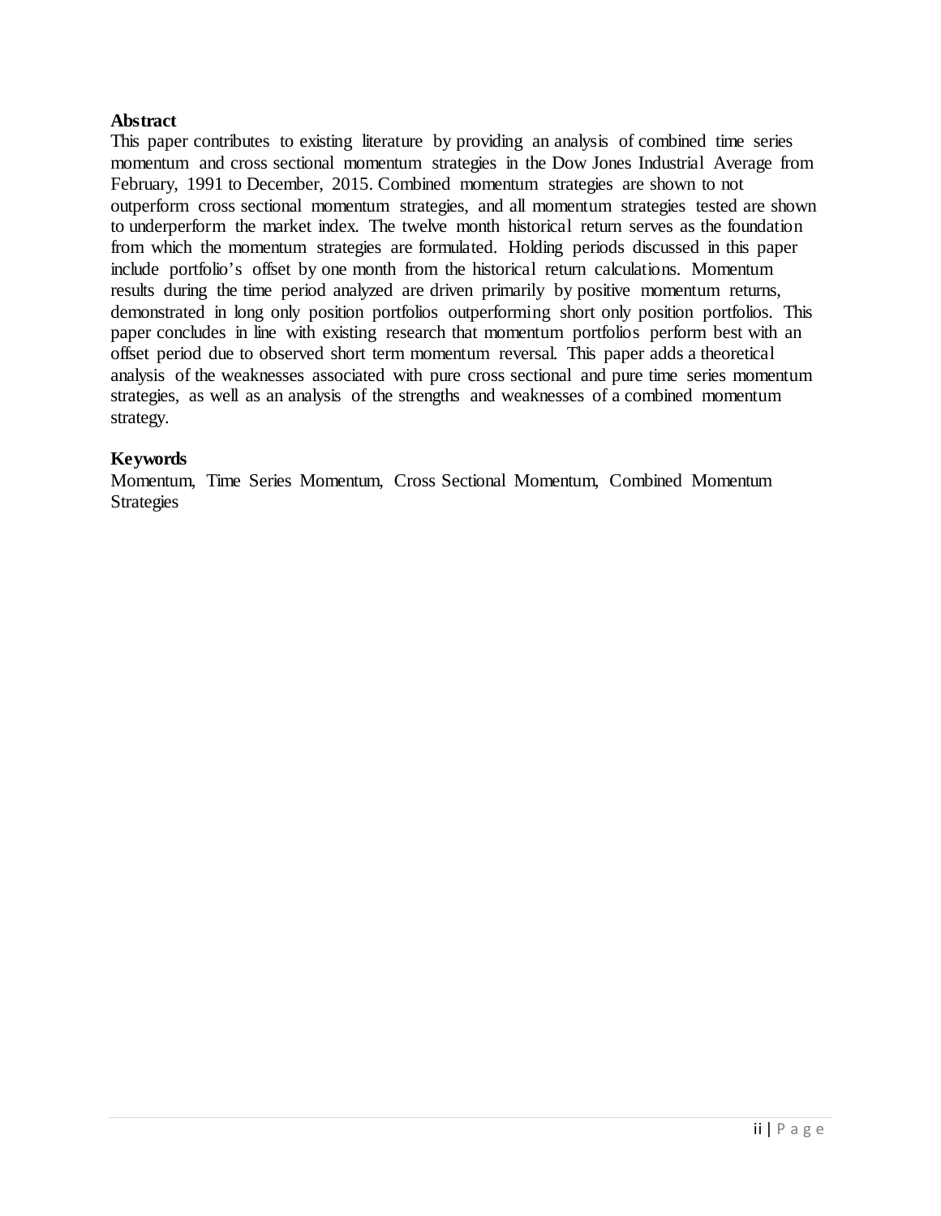## Abstract

This paper contributes to existing literature by providing an analysis of combined time series momentum and cross sectional momentum strategies in the Dow Jones Industrial Average from February, 1991 to December, 2015. Combined momentum strategies are shown to not outperform cross sectional momentum strategies, and all momentum strategies tested are shown to underperform the market index. The twelve month historical return serves as the foundation from which the momentum strategies are formulated. Holding periods discussed in this paper include portfolio's offset by one month from the historical return calculations. Momentum results during the time period analyzed are driven primarily by positive momentum returns, demonstrated in long only position portfolios outperforming short only position portfolios. This paper concludes in line with existing research that momentum portfolios perform best with an offset period due to observed short term momentum reversal. This paper adds a theoretical analysis of the weaknesses associated with pure cross sectional and pure time series momentum strategies, as well as an analysis of the strengths and weaknesses of a combined momentum strategy.

## Keywords

Momentum, Time Series Momentum, Cross Sectional Momentum, Combined Momentum Strategies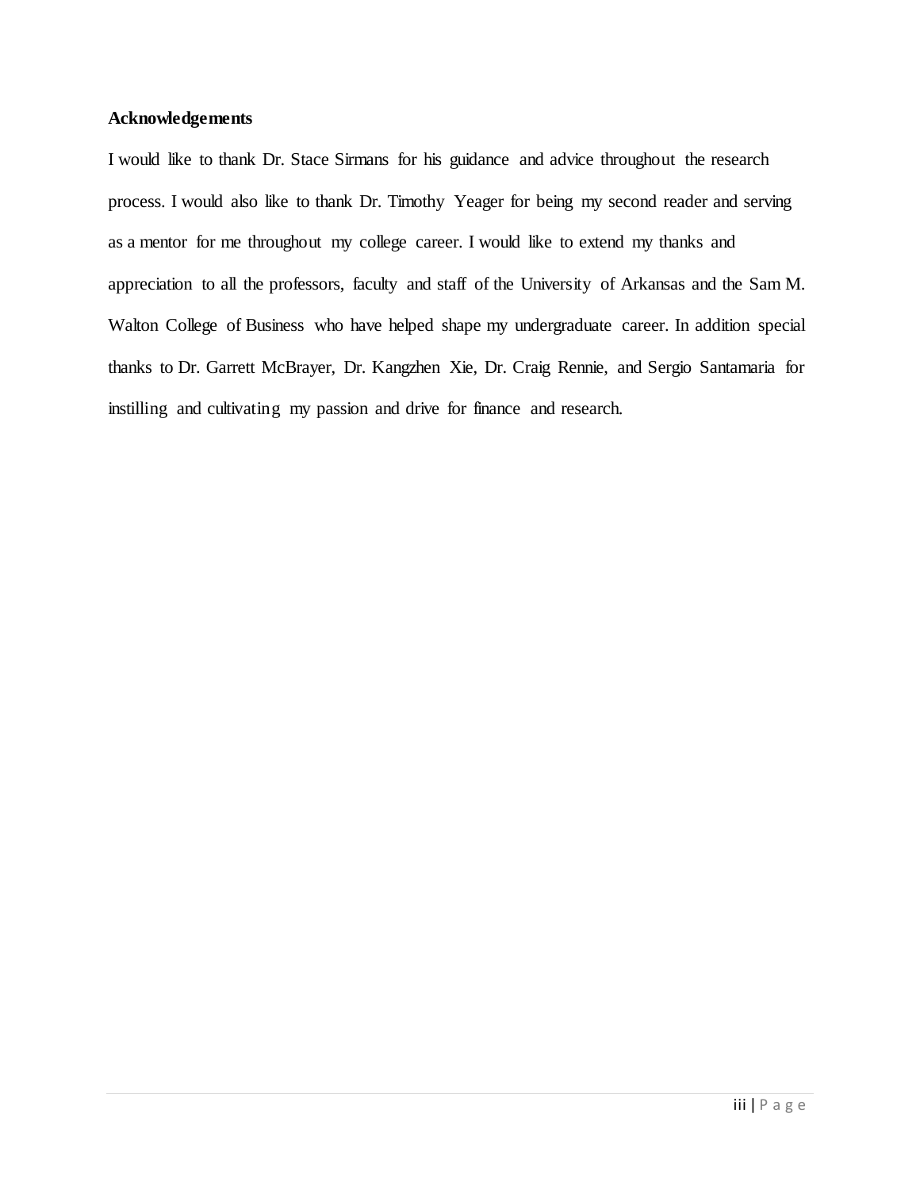**Acknowledgements**

I would like to thank Dr. Stace Sirmans for his guidance and advice throughout the research process. I would also like to thank Dr. Timothy Yeager for being my second reader and serving as a mentor for me throughout my college career. I would like to extend my thanks and appreciation to all the professors, faculty and staff of the University of Arkansas and the Sam M. Walton College of Business who have helped shape my undergraduate career. In addition special thanks to Dr. Garrett McBrayer, Dr. Kangzhen Xie, Dr. Craig Rennie, and Sergio Santamaria for instilling and cultivating my passion and drive for finance and research.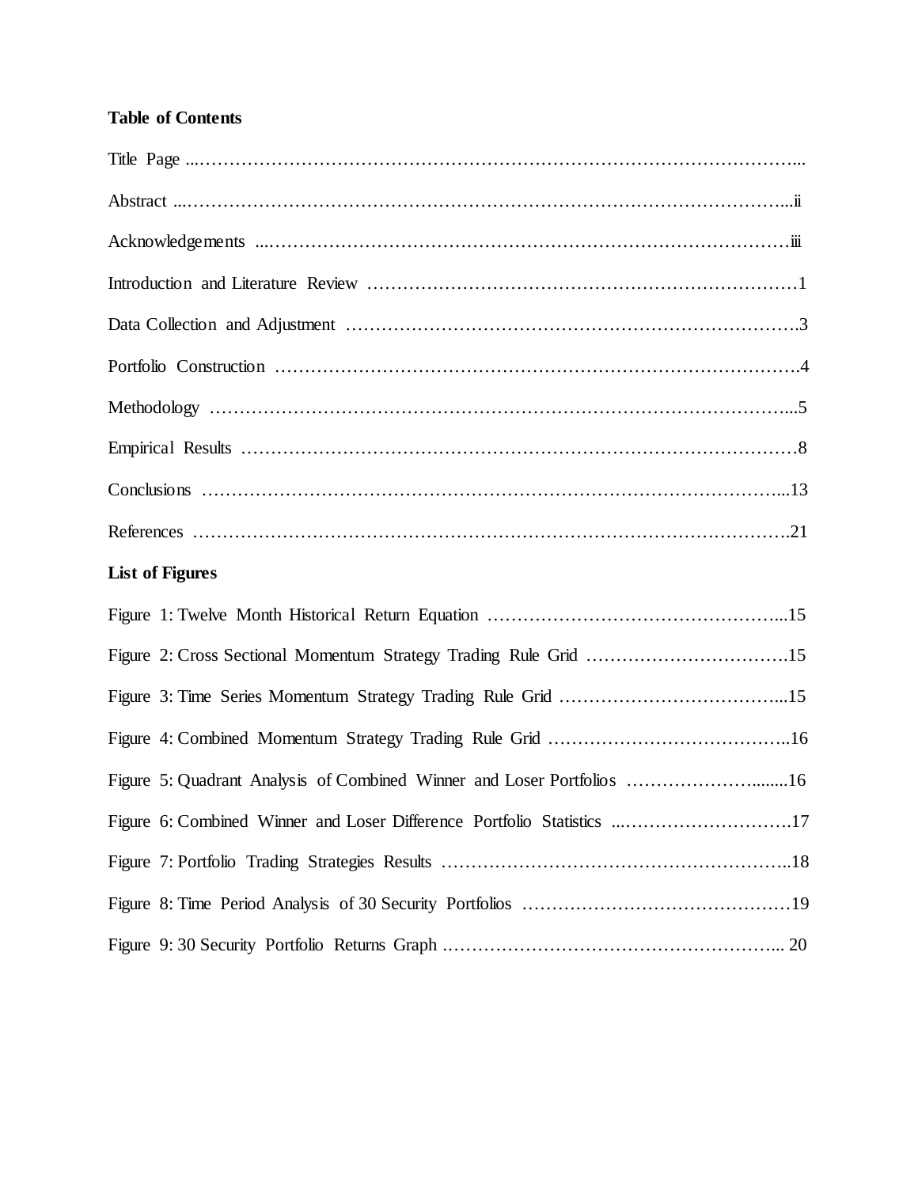**Table of Contents**

Title Page ...………………………………………………………………………………………...

Abstract ...…………………………………………………………………………………...ii

Acknowledgements ...……………………………………………………………………iii

Introduction and Literature Review ………………………………………………………………1

Data Collection and Adjustment ………………………………………………………………….3

Portfolio Construction …………………………………………………………………………….4

Methodology ……………………………………………………………………………………...5

Empirical Results …………………………………………………………………………………8

Conclusions ……………………………………………………………………………………...13

References ……………………………………………………………………………………….21

**List of Figures**

Figure 1: Twelve Month Historical Return Equation …………………………………………...15

Figure 2: Cross Sectional Momentum Strategy Trading Rule Grid …………………………….15

Figure 3: Time Series Momentum Strategy Trading Rule Grid ………………………………...15

Figure 4: Combined Momentum Strategy Trading Rule Grid …………………………………..16

Figure 5: Quadrant Analysis of Combined Winner and Loser Portfolios ……………………........16

Figure 6: Combined Winner and Loser Difference Portfolio Statistics ...……………………….17

Figure 7: Portfolio Trading Strategies Results …………………………………………………..18

Figure 8: Time Period Analysis of 30 Security Portfolios ………………………………………19

Figure 9: 30 Security Portfolio Returns Graph ………………………………………………... 20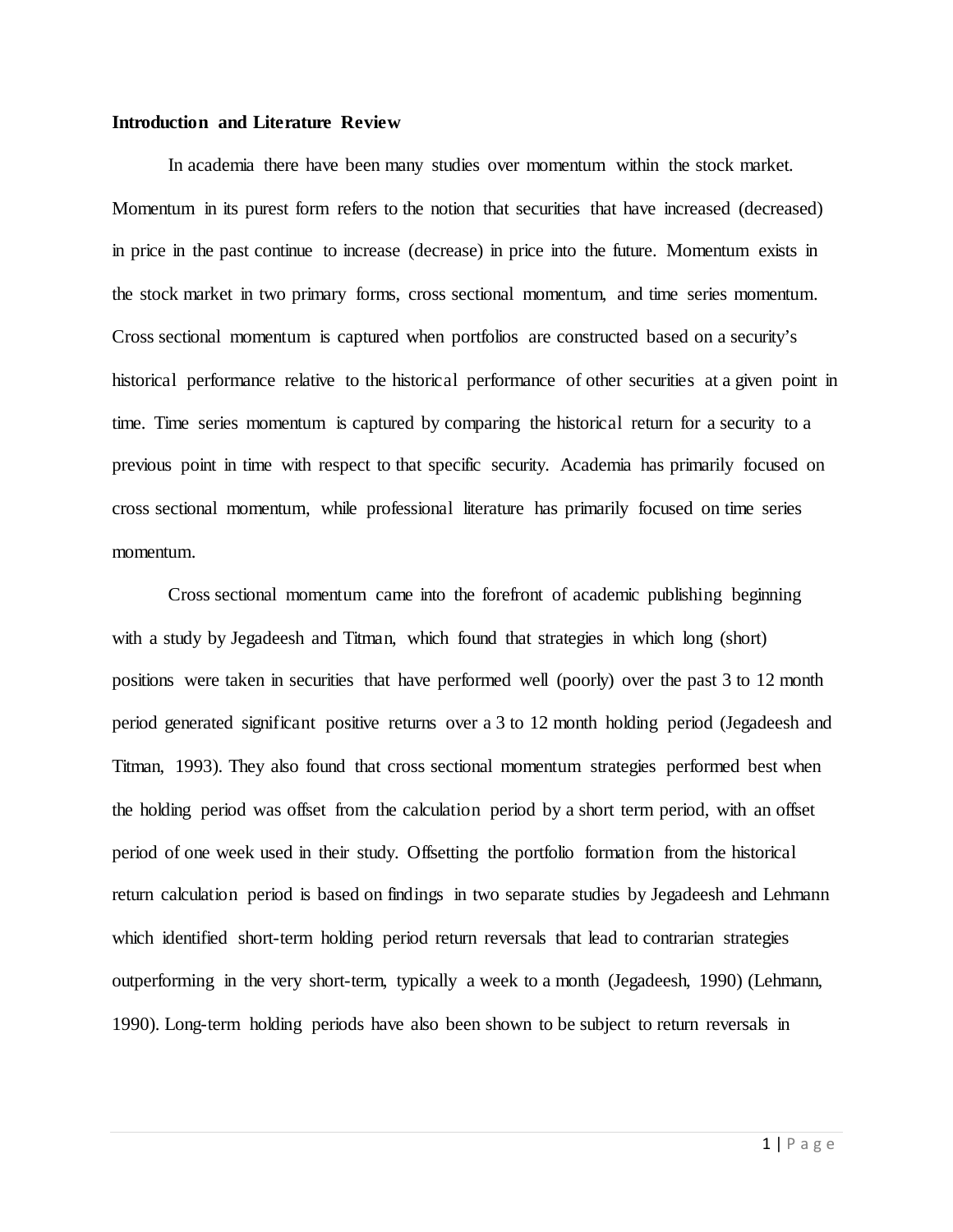**Introduction and Literature Review**

In academia there have been many studies over momentum within the stock market. Momentum in its purest form refers to the notion that securities that have increased (decreased) in price in the past continue to increase (decrease) in price into the future. Momentum exists in the stock market in two primary forms, cross sectional momentum, and time series momentum. Cross sectional momentum is captured when portfolios are constructed based on a security's historical performance relative to the historical performance of other securities at a given point in time. Time series momentum is captured by comparing the historical return for a security to a previous point in time with respect to that specific security. Academia has primarily focused on cross sectional momentum, while professional literature has primarily focused on time series momentum.

Cross sectional momentum came into the forefront of academic publishing beginning with a study by Jegadeesh and Titman, which found that strategies in which long (short) positions were taken in securities that have performed well (poorly) over the past 3 to 12 month period generated significant positive returns over a 3 to 12 month holding period (Jegadeesh and Titman, 1993). They also found that cross sectional momentum strategies performed best when the holding period was offset from the calculation period by a short term period, with an offset period of one week used in their study. Offsetting the portfolio formation from the historical return calculation period is based on findings in two separate studies by Jegadeesh and Lehmann which identified short-term holding period return reversals that lead to contrarian strategies outperforming in the very short-term, typically a week to a month (Jegadeesh, 1990) (Lehmann, 1990). Long-term holding periods have also been shown to be subject to return reversals in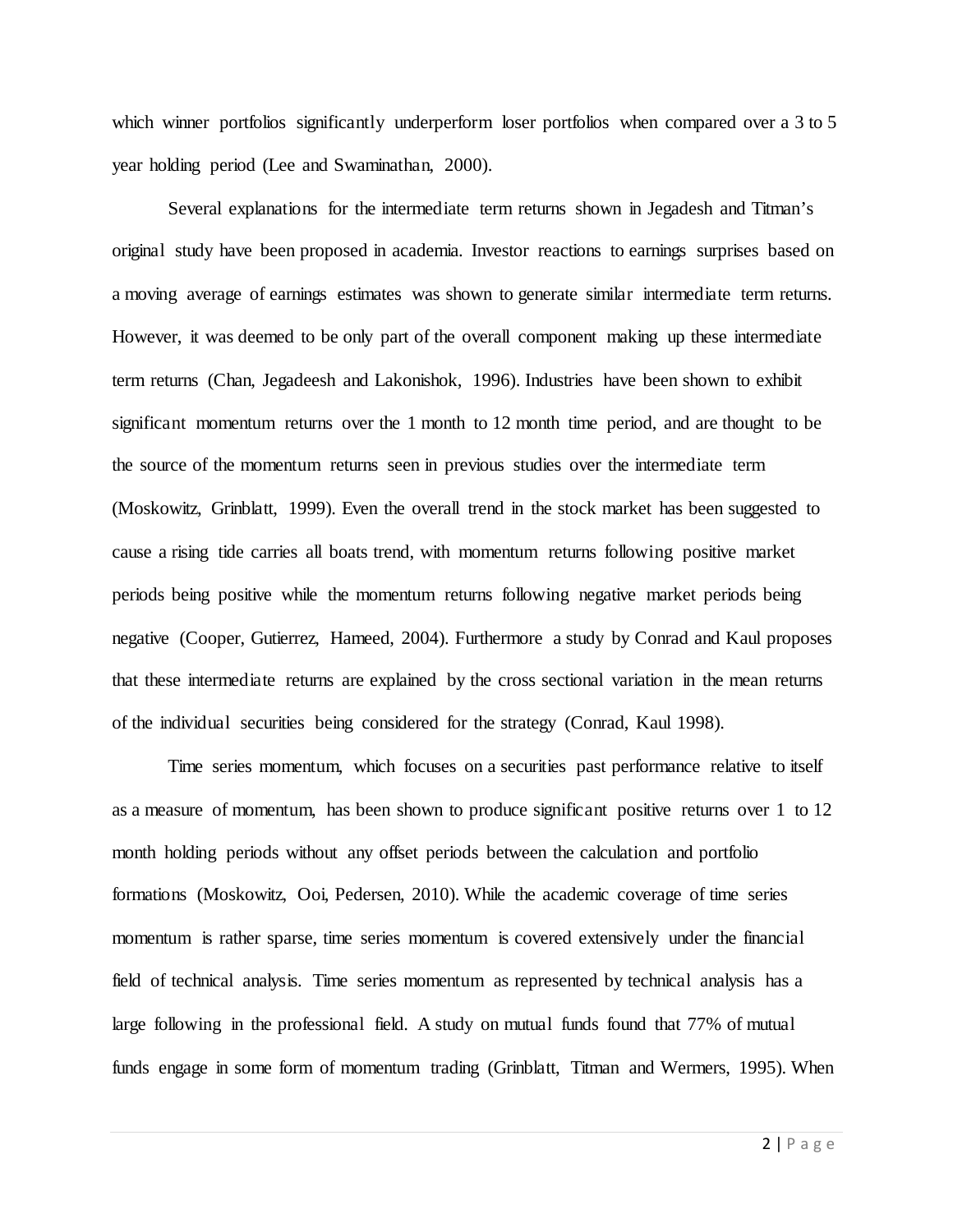which winner portfolios significantly underperform loser portfolios when compared over a 3 to 5 year holding period (Lee and Swaminathan, 2000).

Several explanations for the intermediate term returns shown in Jegadesh and Titman's original study have been proposed in academia. Investor reactions to earnings surprises based on a moving average of earnings estimates was shown to generate similar intermediate term returns. However, it was deemed to be only part of the overall component making up these intermediate term returns (Chan, Jegadeesh and Lakonishok, 1996). Industries have been shown to exhibit significant momentum returns over the 1 month to 12 month time period, and are thought to be the source of the momentum returns seen in previous studies over the intermediate term (Moskowitz, Grinblatt, 1999). Even the overall trend in the stock market has been suggested to cause a rising tide carries all boats trend, with momentum returns following positive market periods being positive while the momentum returns following negative market periods being negative (Cooper, Gutierrez, Hameed, 2004). Furthermore a study by Conrad and Kaul proposes that these intermediate returns are explained by the cross sectional variation in the mean returns of the individual securities being considered for the strategy (Conrad, Kaul 1998).

Time series momentum, which focuses on a securities past performance relative to itself as a measure of momentum, has been shown to produce significant positive returns over 1 to 12 month holding periods without any offset periods between the calculation and portfolio formations (Moskowitz, Ooi, Pedersen, 2010). While the academic coverage of time series momentum is rather sparse, time series momentum is covered extensively under the financial field of technical analysis. Time series momentum as represented by technical analysis has a large following in the professional field. A study on mutual funds found that 77% of mutual funds engage in some form of momentum trading (Grinblatt, Titman and Wermers, 1995). When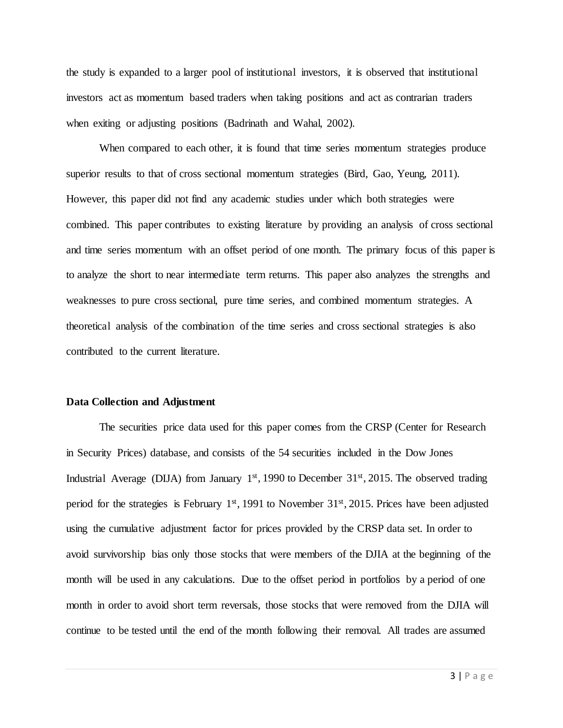the study is expanded to a larger pool of institutional investors, it is observed that institutional investors act as momentum based traders when taking positions and act as contrarian traders when exiting or adjusting positions (Badrinath and Wahal, 2002).

When compared to each other, it is found that time series momentum strategies produce superior results to that of cross sectional momentum strategies (Bird, Gao, Yeung, 2011). However, this paper did not find any academic studies under which both strategies were combined. This paper contributes to existing literature by providing an analysis of cross sectional and time series momentum with an offset period of one month. The primary focus of this paper is to analyze the short to near intermediate term returns. This paper also analyzes the strengths and weaknesses to pure cross sectional, pure time series, and combined momentum strategies. A theoretical analysis of the combination of the time series and cross sectional strategies is also contributed to the current literature.

**Data Collection and Adjustment**

The securities price data used for this paper comes from the CRSP (Center for Research in Security Prices) database, and consists of the 54 securities included in the Dow Jones Industrial Average (DIJA) from January 1st, 1990 to December 31st, 2015. The observed trading period for the strategies is February 1st, 1991 to November 31st, 2015. Prices have been adjusted using the cumulative adjustment factor for prices provided by the CRSP data set. In order to avoid survivorship bias only those stocks that were members of the DJIA at the beginning of the month will be used in any calculations. Due to the offset period in portfolios by a period of one month in order to avoid short term reversals, those stocks that were removed from the DJIA will continue to be tested until the end of the month following their removal. All trades are assumed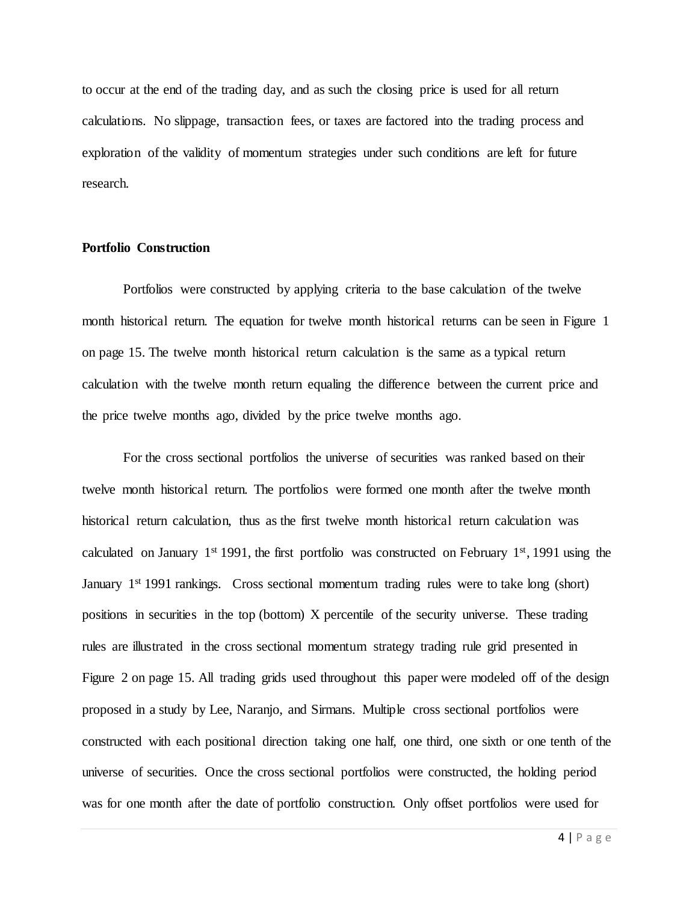to occur at the end of the trading day, and as such the closing price is used for all return calculations. No slippage, transaction fees, or taxes are factored into the trading process and exploration of the validity of momentum strategies under such conditions are left for future research.

**Portfolio Construction**

Portfolios were constructed by applying criteria to the base calculation of the twelve month historical return. The equation for twelve month historical returns can be seen in Figure 1 on page 15. The twelve month historical return calculation is the same as a typical return calculation with the twelve month return equaling the difference between the current price and the price twelve months ago, divided by the price twelve months ago.

For the cross sectional portfolios the universe of securities was ranked based on their twelve month historical return. The portfolios were formed one month after the twelve month historical return calculation, thus as the first twelve month historical return calculation was calculated on January 1st 1991, the first portfolio was constructed on February 1st, 1991 using the January 1st 1991 rankings. Cross sectional momentum trading rules were to take long (short) positions in securities in the top (bottom) X percentile of the security universe. These trading rules are illustrated in the cross sectional momentum strategy trading rule grid presented in Figure 2 on page 15. All trading grids used throughout this paper were modeled off of the design proposed in a study by Lee, Naranjo, and Sirmans. Multiple cross sectional portfolios were constructed with each positional direction taking one half, one third, one sixth or one tenth of the universe of securities. Once the cross sectional portfolios were constructed, the holding period was for one month after the date of portfolio construction. Only offset portfolios were used for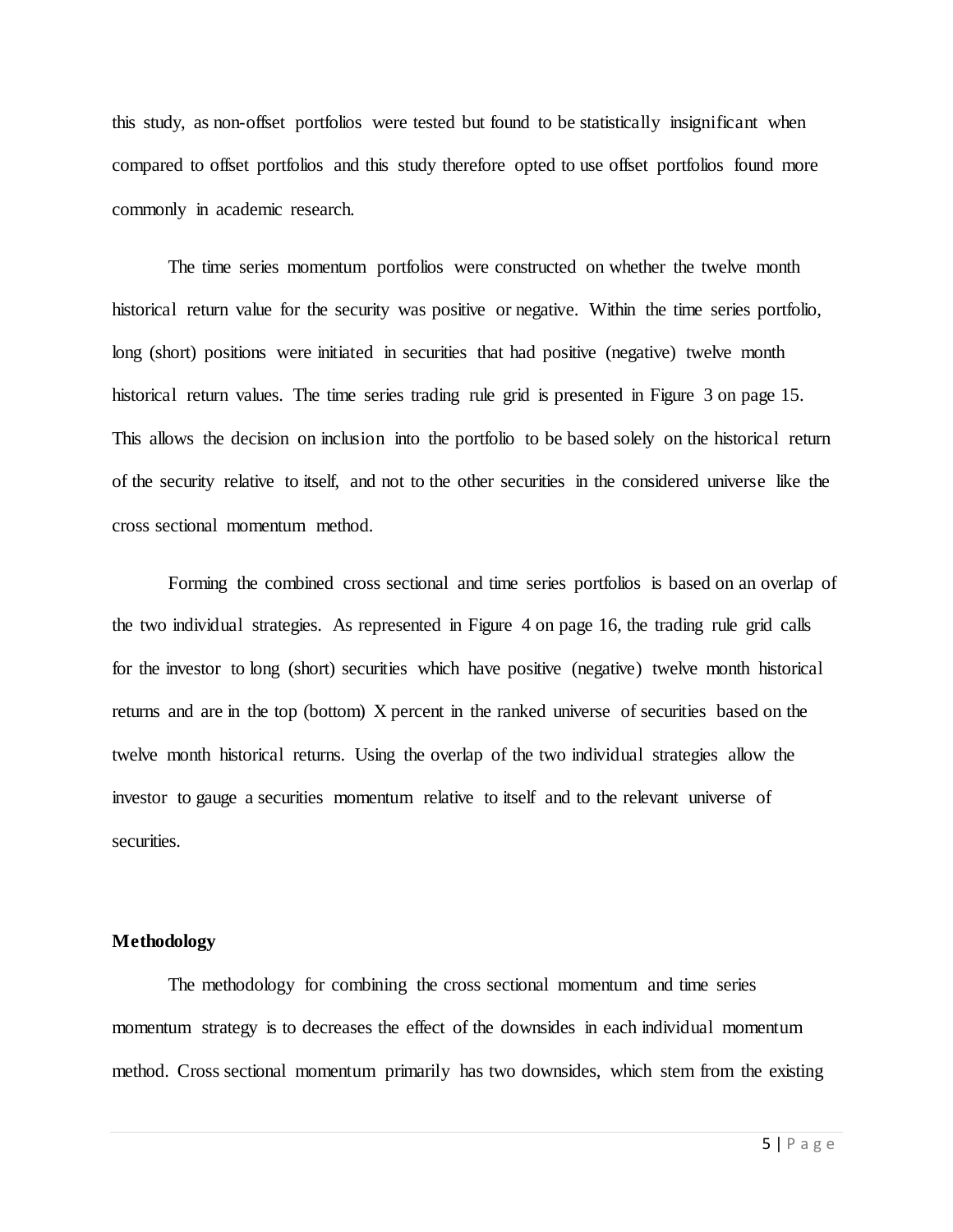this study, as non-offset portfolios were tested but found to be statistically insignificant when compared to offset portfolios and this study therefore opted to use offset portfolios found more commonly in academic research.

The time series momentum portfolios were constructed on whether the twelve month historical return value for the security was positive or negative. Within the time series portfolio, long (short) positions were initiated in securities that had positive (negative) twelve month historical return values. The time series trading rule grid is presented in Figure 3 on page 15. This allows the decision on inclusion into the portfolio to be based solely on the historical return of the security relative to itself, and not to the other securities in the considered universe like the cross sectional momentum method.

Forming the combined cross sectional and time series portfolios is based on an overlap of the two individual strategies. As represented in Figure 4 on page 16, the trading rule grid calls for the investor to long (short) securities which have positive (negative) twelve month historical returns and are in the top (bottom) X percent in the ranked universe of securities based on the twelve month historical returns. Using the overlap of the two individual strategies allow the investor to gauge a securities momentum relative to itself and to the relevant universe of securities.

**Methodology**

The methodology for combining the cross sectional momentum and time series momentum strategy is to decreases the effect of the downsides in each individual momentum method. Cross sectional momentum primarily has two downsides, which stem from the existing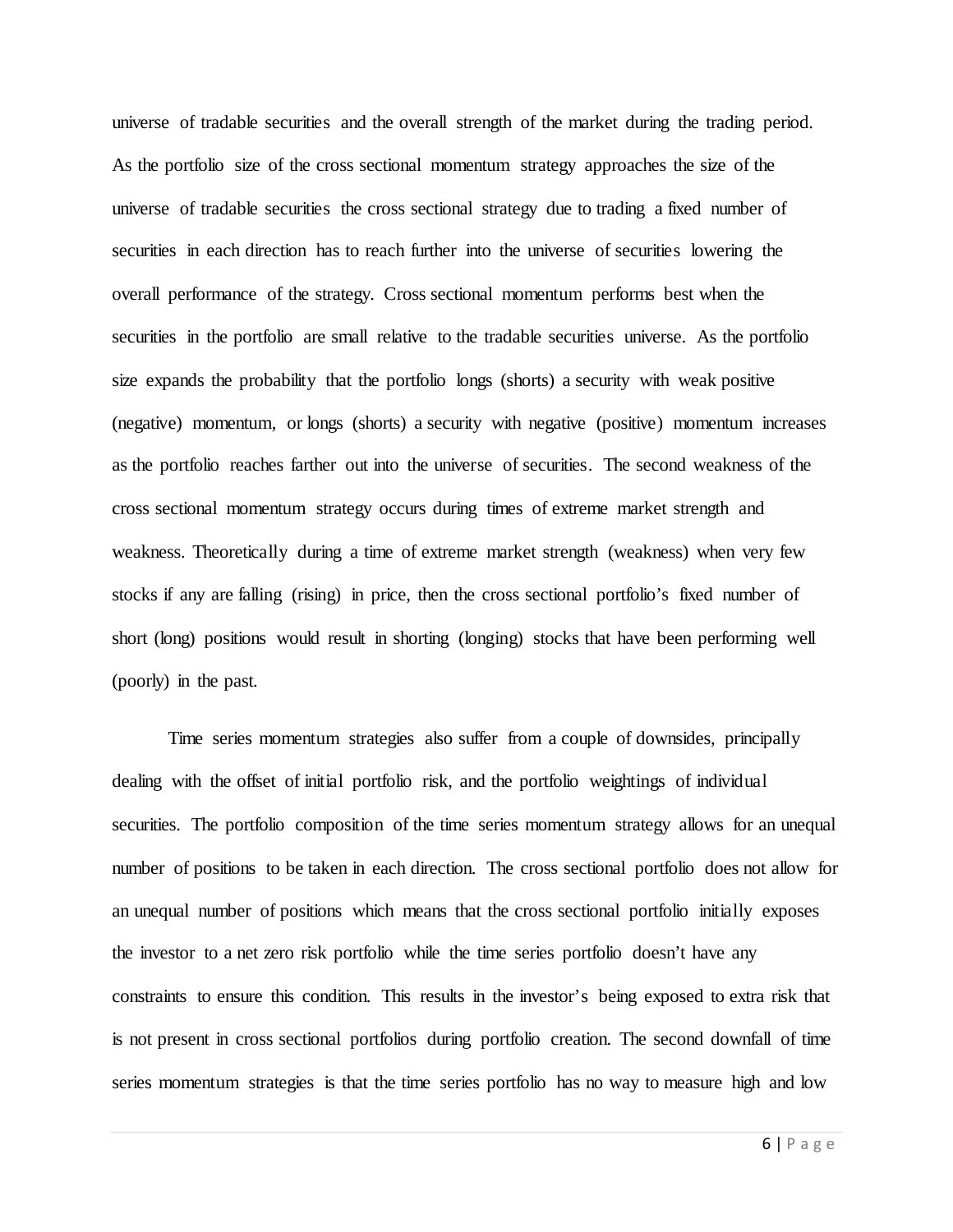universe of tradable securities and the overall strength of the market during the trading period. As the portfolio size of the cross sectional momentum strategy approaches the size of the universe of tradable securities the cross sectional strategy due to trading a fixed number of securities in each direction has to reach further into the universe of securities lowering the overall performance of the strategy. Cross sectional momentum performs best when the securities in the portfolio are small relative to the tradable securities universe. As the portfolio size expands the probability that the portfolio longs (shorts) a security with weak positive (negative) momentum, or longs (shorts) a security with negative (positive) momentum increases as the portfolio reaches farther out into the universe of securities. The second weakness of the cross sectional momentum strategy occurs during times of extreme market strength and weakness. Theoretically during a time of extreme market strength (weakness) when very few stocks if any are falling (rising) in price, then the cross sectional portfolio's fixed number of short (long) positions would result in shorting (longing) stocks that have been performing well (poorly) in the past.

Time series momentum strategies also suffer from a couple of downsides, principally dealing with the offset of initial portfolio risk, and the portfolio weightings of individual securities. The portfolio composition of the time series momentum strategy allows for an unequal number of positions to be taken in each direction. The cross sectional portfolio does not allow for an unequal number of positions which means that the cross sectional portfolio initially exposes the investor to a net zero risk portfolio while the time series portfolio doesn't have any constraints to ensure this condition. This results in the investor's being exposed to extra risk that is not present in cross sectional portfolios during portfolio creation. The second downfall of time series momentum strategies is that the time series portfolio has no way to measure high and low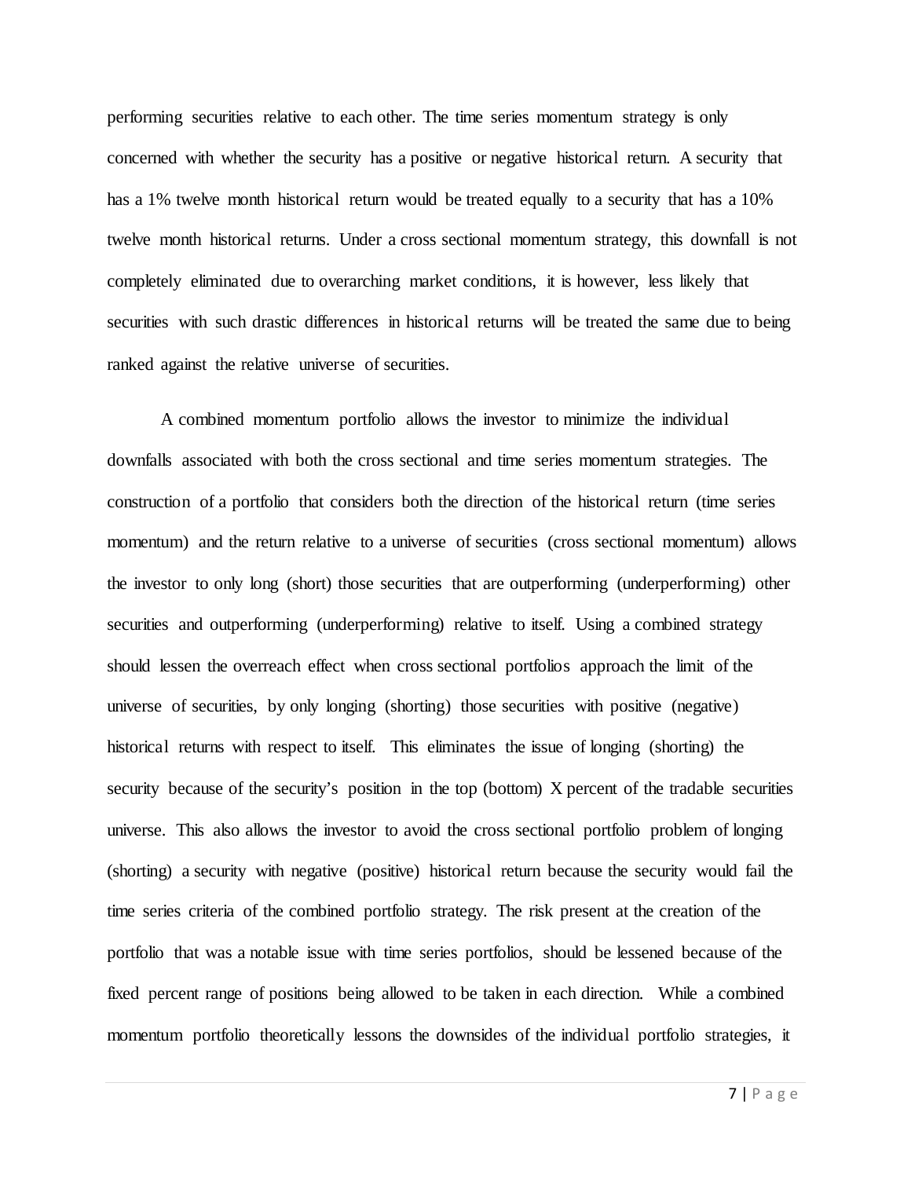performing securities relative to each other. The time series momentum strategy is only concerned with whether the security has a positive or negative historical return. A security that has a 1% twelve month historical return would be treated equally to a security that has a 10% twelve month historical returns. Under a cross sectional momentum strategy, this downfall is not completely eliminated due to overarching market conditions, it is however, less likely that securities with such drastic differences in historical returns will be treated the same due to being ranked against the relative universe of securities.

A combined momentum portfolio allows the investor to minimize the individual downfalls associated with both the cross sectional and time series momentum strategies. The construction of a portfolio that considers both the direction of the historical return (time series momentum) and the return relative to a universe of securities (cross sectional momentum) allows the investor to only long (short) those securities that are outperforming (underperforming) other securities and outperforming (underperforming) relative to itself. Using a combined strategy should lessen the overreach effect when cross sectional portfolios approach the limit of the universe of securities, by only longing (shorting) those securities with positive (negative) historical returns with respect to itself. This eliminates the issue of longing (shorting) the security because of the security's position in the top (bottom) X percent of the tradable securities universe. This also allows the investor to avoid the cross sectional portfolio problem of longing (shorting) a security with negative (positive) historical return because the security would fail the time series criteria of the combined portfolio strategy. The risk present at the creation of the portfolio that was a notable issue with time series portfolios, should be lessened because of the fixed percent range of positions being allowed to be taken in each direction. While a combined momentum portfolio theoretically lessons the downsides of the individual portfolio strategies, it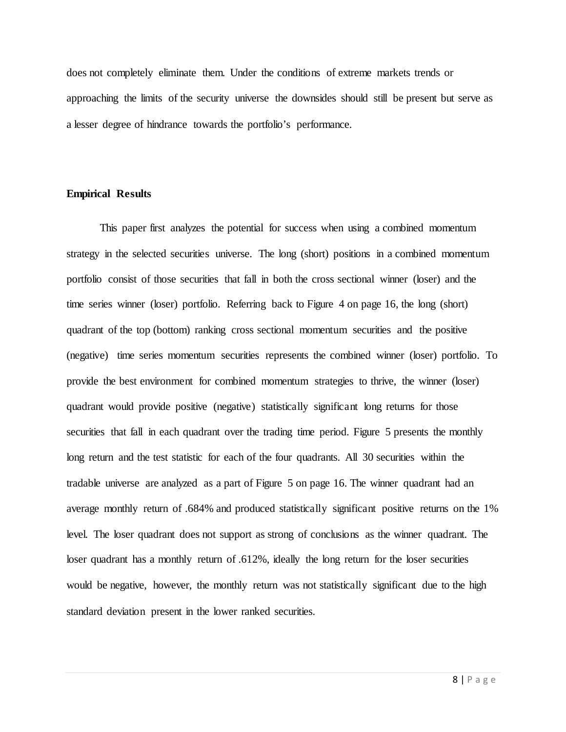does not completely eliminate them. Under the conditions of extreme markets trends or approaching the limits of the security universe the downsides should still be present but serve as a lesser degree of hindrance towards the portfolio's performance.

**Empirical Results**

This paper first analyzes the potential for success when using a combined momentum strategy in the selected securities universe. The long (short) positions in a combined momentum portfolio consist of those securities that fall in both the cross sectional winner (loser) and the time series winner (loser) portfolio. Referring back to Figure 4 on page 16, the long (short) quadrant of the top (bottom) ranking cross sectional momentum securities and the positive (negative) time series momentum securities represents the combined winner (loser) portfolio. To provide the best environment for combined momentum strategies to thrive, the winner (loser) quadrant would provide positive (negative) statistically significant long returns for those securities that fall in each quadrant over the trading time period. Figure 5 presents the monthly long return and the test statistic for each of the four quadrants. All 30 securities within the tradable universe are analyzed as a part of Figure 5 on page 16. The winner quadrant had an average monthly return of .684% and produced statistically significant positive returns on the 1% level. The loser quadrant does not support as strong of conclusions as the winner quadrant. The loser quadrant has a monthly return of .612%, ideally the long return for the loser securities would be negative, however, the monthly return was not statistically significant due to the high standard deviation present in the lower ranked securities.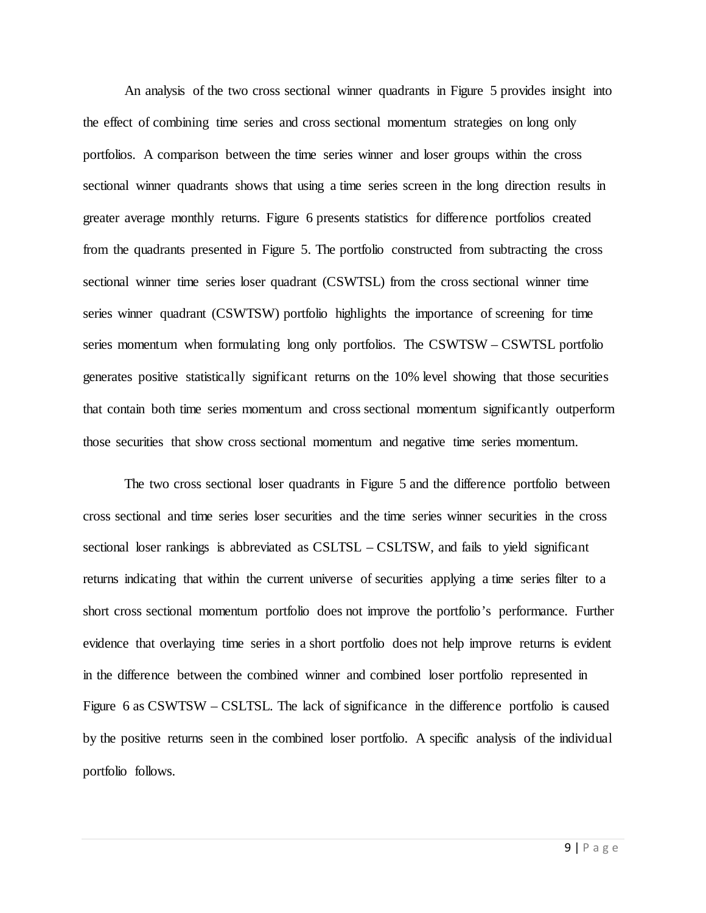An analysis of the two cross sectional winner quadrants in Figure 5 provides insight into the effect of combining time series and cross sectional momentum strategies on long only portfolios. A comparison between the time series winner and loser groups within the cross sectional winner quadrants shows that using a time series screen in the long direction results in greater average monthly returns. Figure 6 presents statistics for difference portfolios created from the quadrants presented in Figure 5. The portfolio constructed from subtracting the cross sectional winner time series loser quadrant (CSWTSL) from the cross sectional winner time series winner quadrant (CSWTSW) portfolio highlights the importance of screening for time series momentum when formulating long only portfolios. The CSWTSW – CSWTSL portfolio generates positive statistically significant returns on the 10% level showing that those securities that contain both time series momentum and cross sectional momentum significantly outperform those securities that show cross sectional momentum and negative time series momentum.

The two cross sectional loser quadrants in Figure 5 and the difference portfolio between cross sectional and time series loser securities and the time series winner securities in the cross sectional loser rankings is abbreviated as CSLTSL – CSLTSW, and fails to yield significant returns indicating that within the current universe of securities applying a time series filter to a short cross sectional momentum portfolio does not improve the portfolio's performance. Further evidence that overlaying time series in a short portfolio does not help improve returns is evident in the difference between the combined winner and combined loser portfolio represented in Figure 6 as CSWTSW – CSLTSL. The lack of significance in the difference portfolio is caused by the positive returns seen in the combined loser portfolio. A specific analysis of the individual portfolio follows.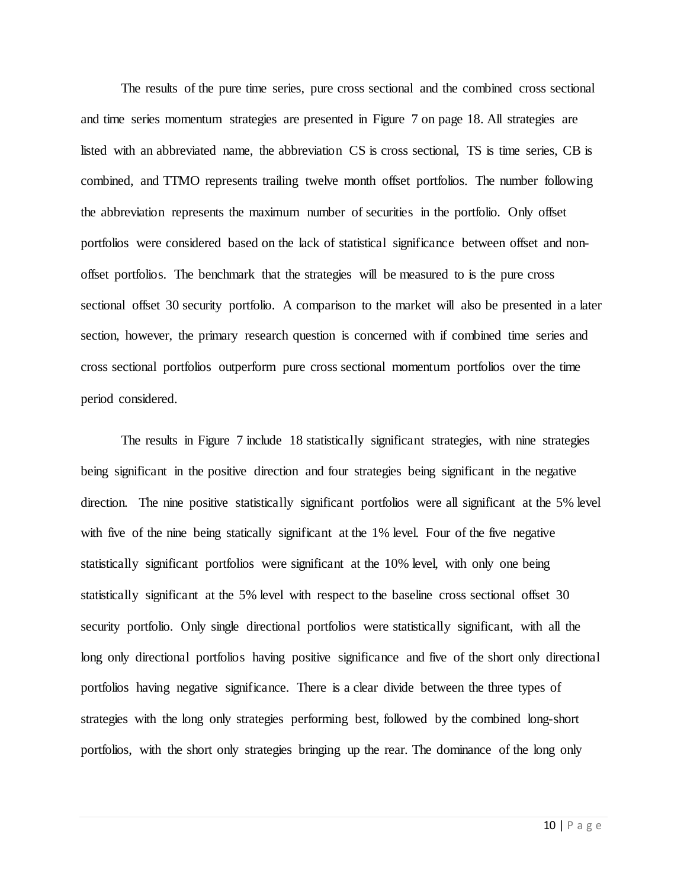The results of the pure time series, pure cross sectional and the combined cross sectional and time series momentum strategies are presented in Figure 7 on page 18. All strategies are listed with an abbreviated name, the abbreviation CS is cross sectional, TS is time series, CB is combined, and TTMO represents trailing twelve month offset portfolios. The number following the abbreviation represents the maximum number of securities in the portfolio. Only offset portfolios were considered based on the lack of statistical significance between offset and non-offset portfolios. The benchmark that the strategies will be measured to is the pure cross sectional offset 30 security portfolio. A comparison to the market will also be presented in a later section, however, the primary research question is concerned with if combined time series and cross sectional portfolios outperform pure cross sectional momentum portfolios over the time period considered.

The results in Figure 7 include 18 statistically significant strategies, with nine strategies being significant in the positive direction and four strategies being significant in the negative direction. The nine positive statistically significant portfolios were all significant at the 5% level with five of the nine being statically significant at the 1% level. Four of the five negative statistically significant portfolios were significant at the 10% level, with only one being statistically significant at the 5% level with respect to the baseline cross sectional offset 30 security portfolio. Only single directional portfolios were statistically significant, with all the long only directional portfolios having positive significance and five of the short only directional portfolios having negative significance. There is a clear divide between the three types of strategies with the long only strategies performing best, followed by the combined long-short portfolios, with the short only strategies bringing up the rear. The dominance of the long only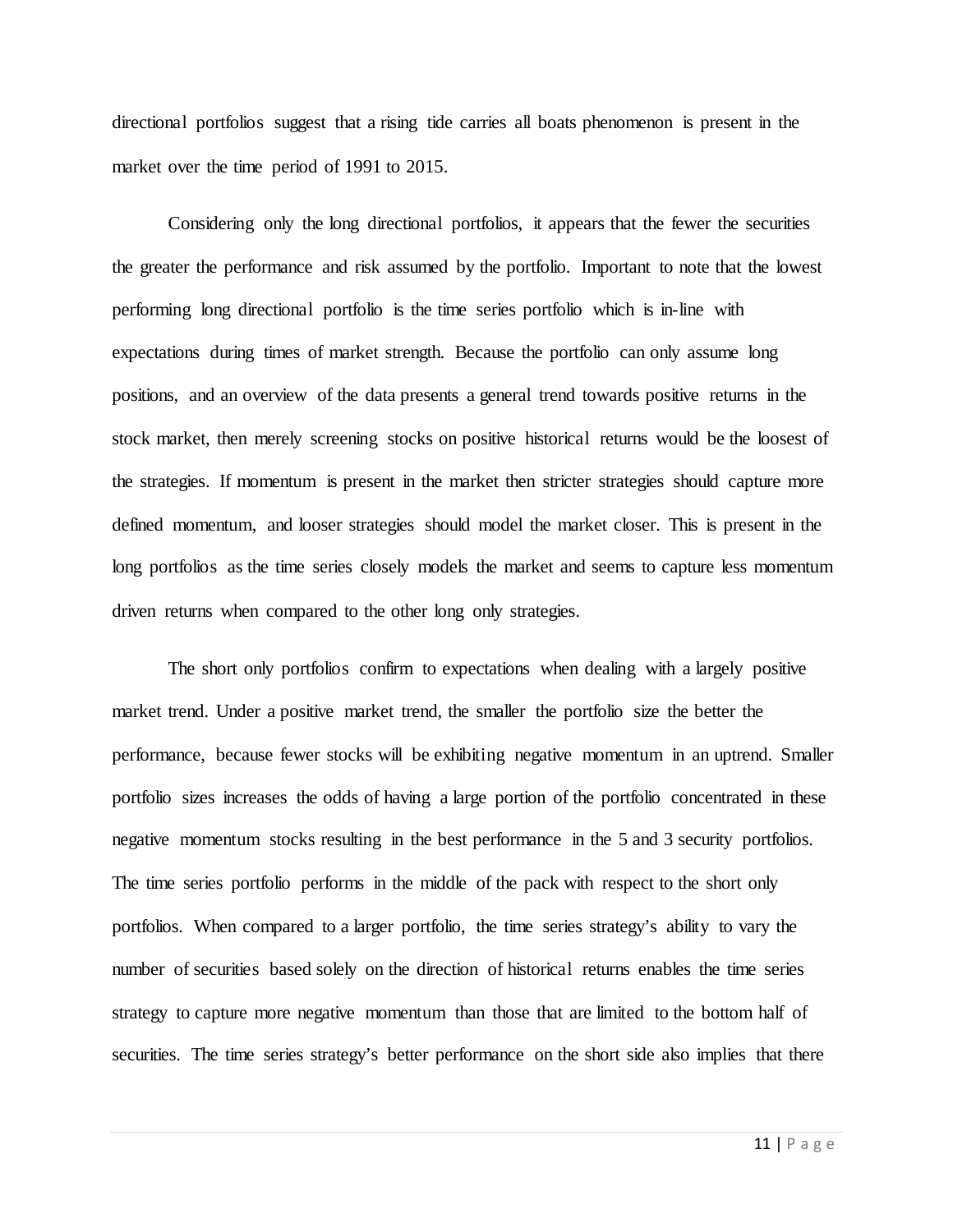directional portfolios suggest that a rising tide carries all boats phenomenon is present in the market over the time period of 1991 to 2015.

Considering only the long directional portfolios, it appears that the fewer the securities the greater the performance and risk assumed by the portfolio. Important to note that the lowest performing long directional portfolio is the time series portfolio which is in-line with expectations during times of market strength. Because the portfolio can only assume long positions, and an overview of the data presents a general trend towards positive returns in the stock market, then merely screening stocks on positive historical returns would be the loosest of the strategies. If momentum is present in the market then stricter strategies should capture more defined momentum, and looser strategies should model the market closer. This is present in the long portfolios as the time series closely models the market and seems to capture less momentum driven returns when compared to the other long only strategies.

The short only portfolios confirm to expectations when dealing with a largely positive market trend. Under a positive market trend, the smaller the portfolio size the better the performance, because fewer stocks will be exhibiting negative momentum in an uptrend. Smaller portfolio sizes increases the odds of having a large portion of the portfolio concentrated in these negative momentum stocks resulting in the best performance in the 5 and 3 security portfolios. The time series portfolio performs in the middle of the pack with respect to the short only portfolios. When compared to a larger portfolio, the time series strategy's ability to vary the number of securities based solely on the direction of historical returns enables the time series strategy to capture more negative momentum than those that are limited to the bottom half of securities. The time series strategy's better performance on the short side also implies that there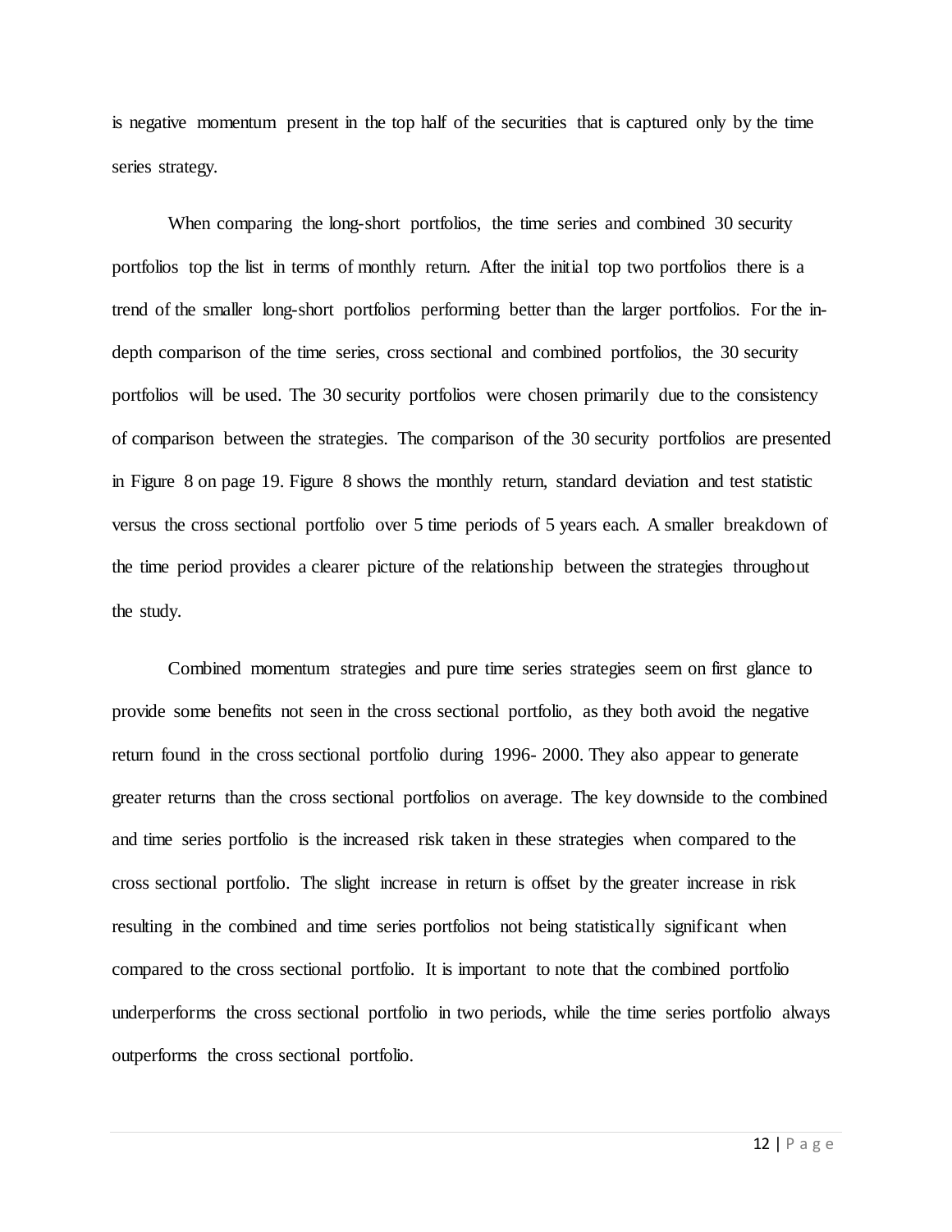is negative momentum present in the top half of the securities that is captured only by the time series strategy.

When comparing the long-short portfolios, the time series and combined 30 security portfolios top the list in terms of monthly return. After the initial top two portfolios there is a trend of the smaller long-short portfolios performing better than the larger portfolios. For the in-depth comparison of the time series, cross sectional and combined portfolios, the 30 security portfolios will be used. The 30 security portfolios were chosen primarily due to the consistency of comparison between the strategies. The comparison of the 30 security portfolios are presented in Figure 8 on page 19. Figure 8 shows the monthly return, standard deviation and test statistic versus the cross sectional portfolio over 5 time periods of 5 years each. A smaller breakdown of the time period provides a clearer picture of the relationship between the strategies throughout the study.

Combined momentum strategies and pure time series strategies seem on first glance to provide some benefits not seen in the cross sectional portfolio, as they both avoid the negative return found in the cross sectional portfolio during 1996- 2000. They also appear to generate greater returns than the cross sectional portfolios on average. The key downside to the combined and time series portfolio is the increased risk taken in these strategies when compared to the cross sectional portfolio. The slight increase in return is offset by the greater increase in risk resulting in the combined and time series portfolios not being statistically significant when compared to the cross sectional portfolio. It is important to note that the combined portfolio underperforms the cross sectional portfolio in two periods, while the time series portfolio always outperforms the cross sectional portfolio.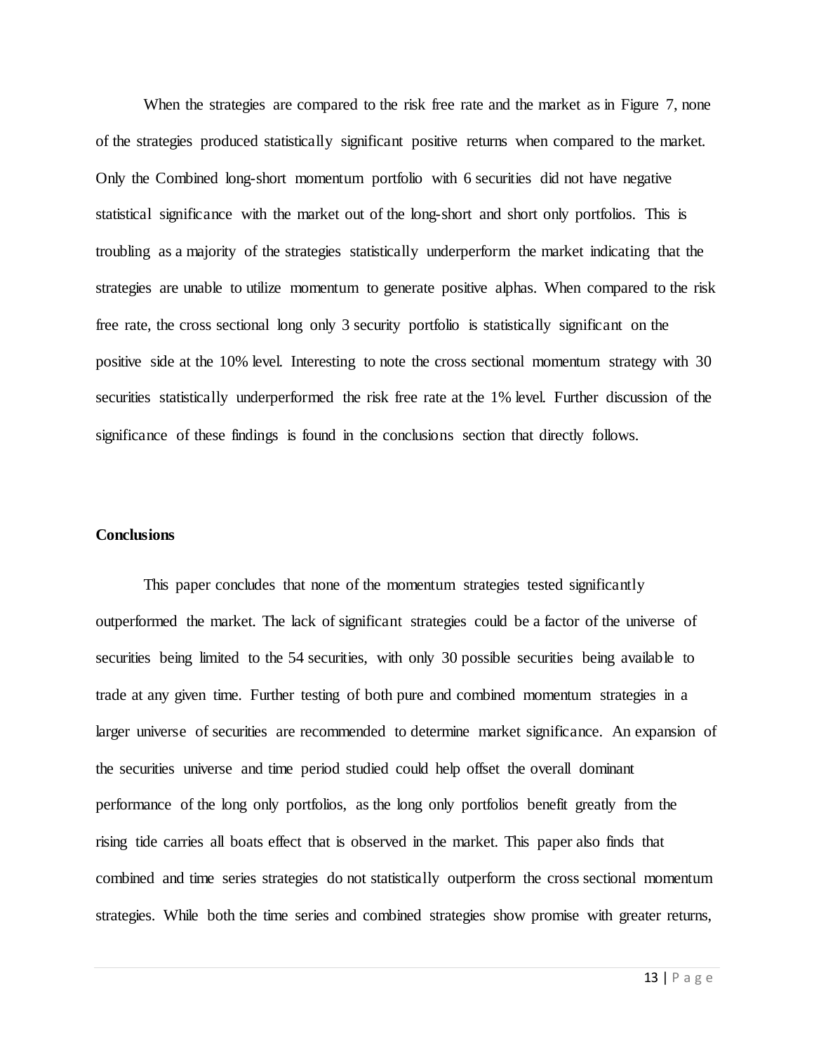When the strategies are compared to the risk free rate and the market as in Figure 7, none of the strategies produced statistically significant positive returns when compared to the market. Only the Combined long-short momentum portfolio with 6 securities did not have negative statistical significance with the market out of the long-short and short only portfolios. This is troubling as a majority of the strategies statistically underperform the market indicating that the strategies are unable to utilize momentum to generate positive alphas. When compared to the risk free rate, the cross sectional long only 3 security portfolio is statistically significant on the positive side at the 10% level. Interesting to note the cross sectional momentum strategy with 30 securities statistically underperformed the risk free rate at the 1% level. Further discussion of the significance of these findings is found in the conclusions section that directly follows.

**Conclusions**

This paper concludes that none of the momentum strategies tested significantly outperformed the market. The lack of significant strategies could be a factor of the universe of securities being limited to the 54 securities, with only 30 possible securities being available to trade at any given time. Further testing of both pure and combined momentum strategies in a larger universe of securities are recommended to determine market significance. An expansion of the securities universe and time period studied could help offset the overall dominant performance of the long only portfolios, as the long only portfolios benefit greatly from the rising tide carries all boats effect that is observed in the market. This paper also finds that combined and time series strategies do not statistically outperform the cross sectional momentum strategies. While both the time series and combined strategies show promise with greater returns,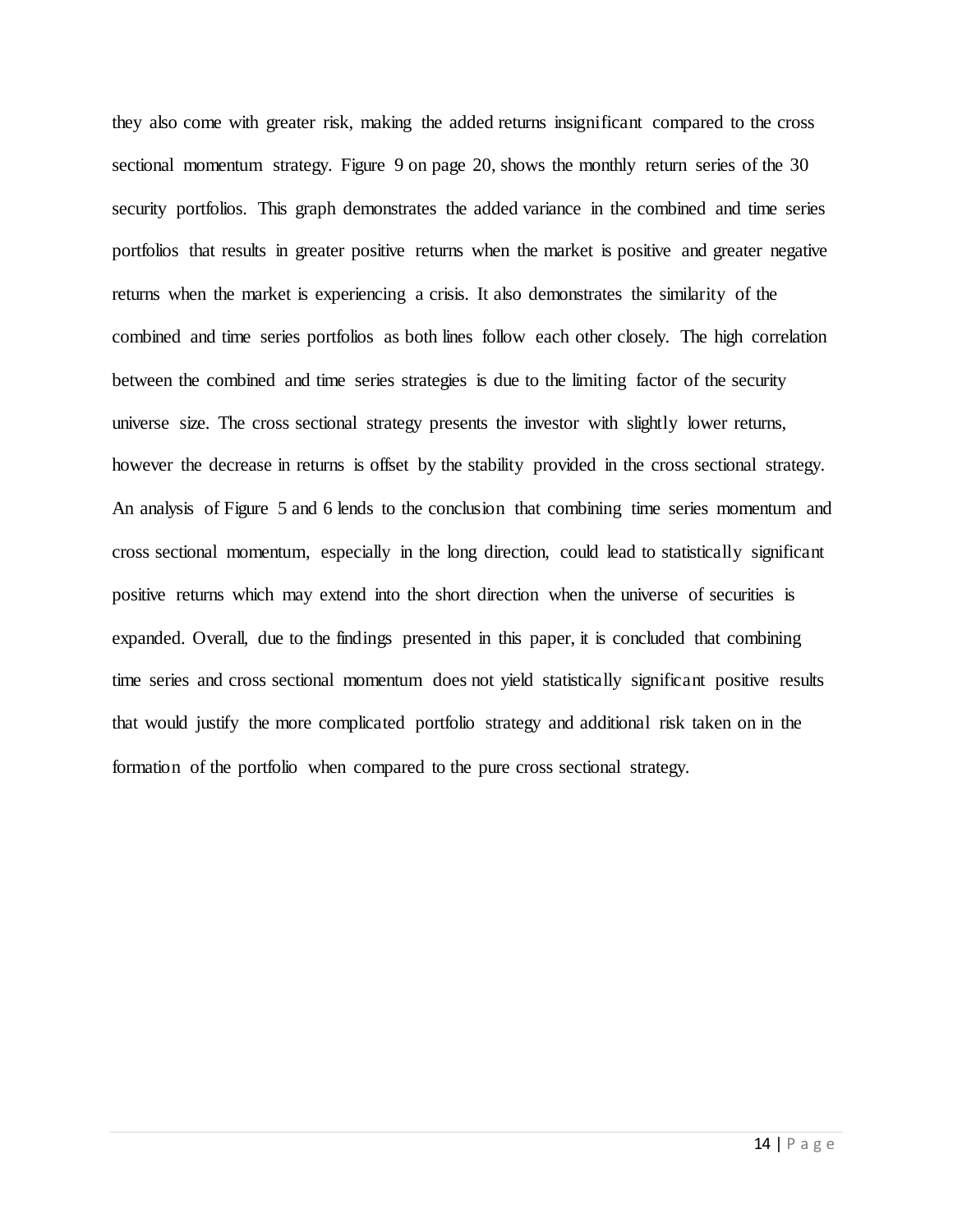they also come with greater risk, making the added returns insignificant compared to the cross sectional momentum strategy. Figure 9 on page 20, shows the monthly return series of the 30 security portfolios. This graph demonstrates the added variance in the combined and time series portfolios that results in greater positive returns when the market is positive and greater negative returns when the market is experiencing a crisis. It also demonstrates the similarity of the combined and time series portfolios as both lines follow each other closely. The high correlation between the combined and time series strategies is due to the limiting factor of the security universe size. The cross sectional strategy presents the investor with slightly lower returns, however the decrease in returns is offset by the stability provided in the cross sectional strategy. An analysis of Figure 5 and 6 lends to the conclusion that combining time series momentum and cross sectional momentum, especially in the long direction, could lead to statistically significant positive returns which may extend into the short direction when the universe of securities is expanded. Overall, due to the findings presented in this paper, it is concluded that combining time series and cross sectional momentum does not yield statistically significant positive results that would justify the more complicated portfolio strategy and additional risk taken on in the formation of the portfolio when compared to the pure cross sectional strategy.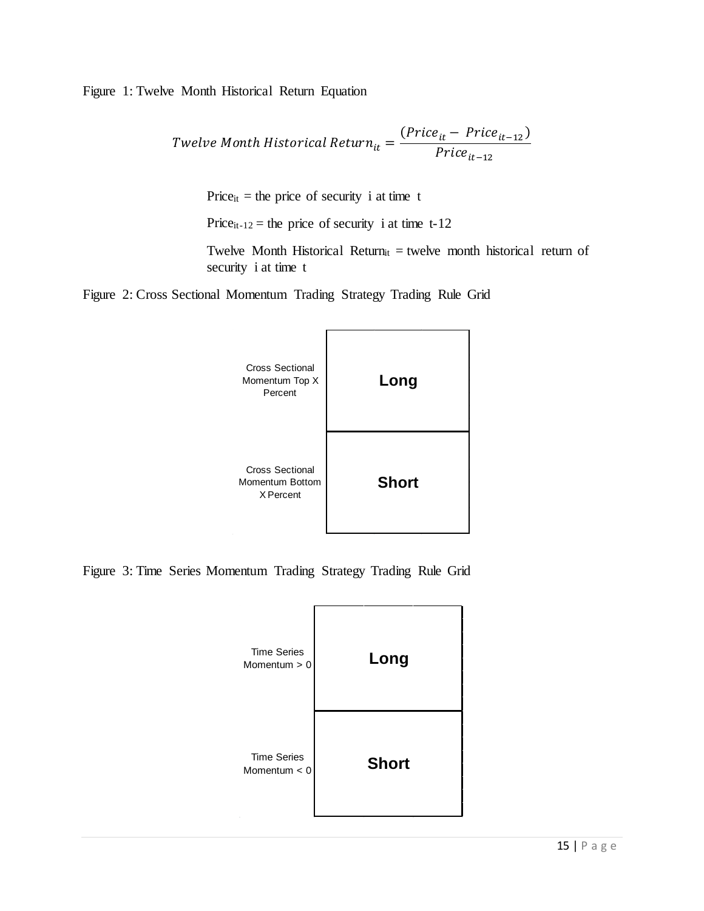Figure 1: Twelve Month Historical Return Equation

$$Twelve\ Month\ Historical\ Return_{it} = \frac{(Price_{it} - Price_{it-12})}{Price_{it-12}}$$

$Price_{it}$ = the price of security i at time t

$Price_{it-12}$ = the price of security i at time t-12

Twelve Month Historical $Return_{it}$ = twelve month historical return of security i at time t

Figure 2: Cross Sectional Momentum Trading Strategy Trading Rule Grid

| | |
|---|---|
| Cross Sectional Momentum Top X Percent | **Long** |
| Cross Sectional Momentum Bottom X Percent | **Short** |

Figure 3: Time Series Momentum Trading Strategy Trading Rule Grid

| | |
|---|---|
| Time Series Momentum > 0 | **Long** |
| Time Series Momentum < 0 | **Short** |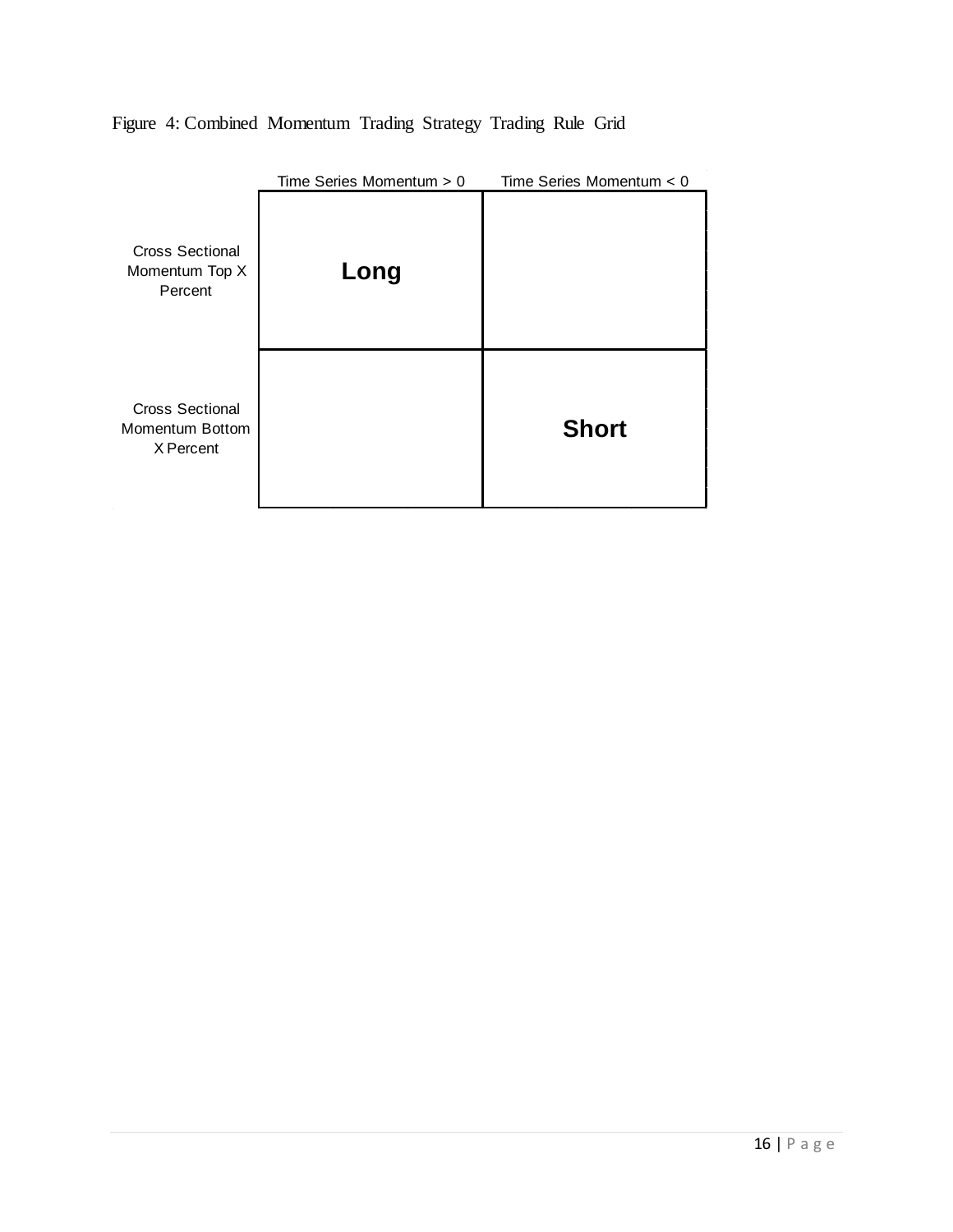Figure 4: Combined Momentum Trading Strategy Trading Rule Grid

| | Time Series Momentum > 0 | Time Series Momentum < 0 |
|---|---|---|
| Cross Sectional Momentum Top X Percent | **Long** | |
| Cross Sectional Momentum Bottom X Percent | | **Short** |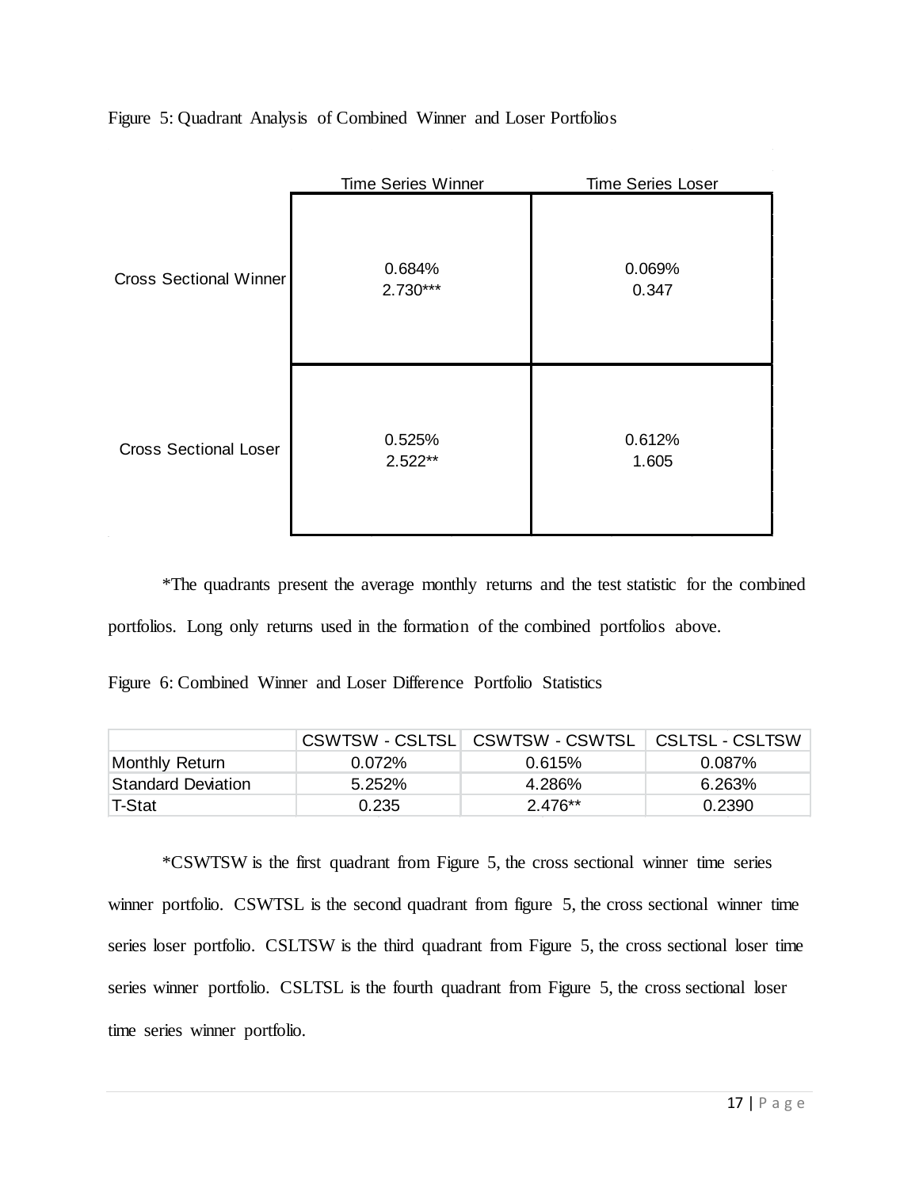Figure 5: Quadrant Analysis of Combined Winner and Loser Portfolios

| | Time Series Winner | Time Series Loser |
|---|---|---|
| Cross Sectional Winner | 0.684%<br>2.730*** | 0.069%<br>0.347 |
| Cross Sectional Loser | 0.525%<br>2.522** | 0.612%<br>1.605 |

*The quadrants present the average monthly returns and the test statistic for the combined portfolios. Long only returns used in the formation of the combined portfolios above.

Figure 6: Combined Winner and Loser Difference Portfolio Statistics

| | CSWTSW - CSLTSL | CSWTSW - CSWTSL | CSLTSL - CSLTSW |
|---|---|---|---|
| Monthly Return | 0.072% | 0.615% | 0.087% |
| Standard Deviation | 5.252% | 4.286% | 6.263% |
| T-Stat | 0.235 | 2.476** | 0.2390 |

*CSWTSW is the first quadrant from Figure 5, the cross sectional winner time series winner portfolio. CSWTSL is the second quadrant from figure 5, the cross sectional winner time series loser portfolio. CSLTSW is the third quadrant from Figure 5, the cross sectional loser time series winner portfolio. CSLTSL is the fourth quadrant from Figure 5, the cross sectional loser time series winner portfolio.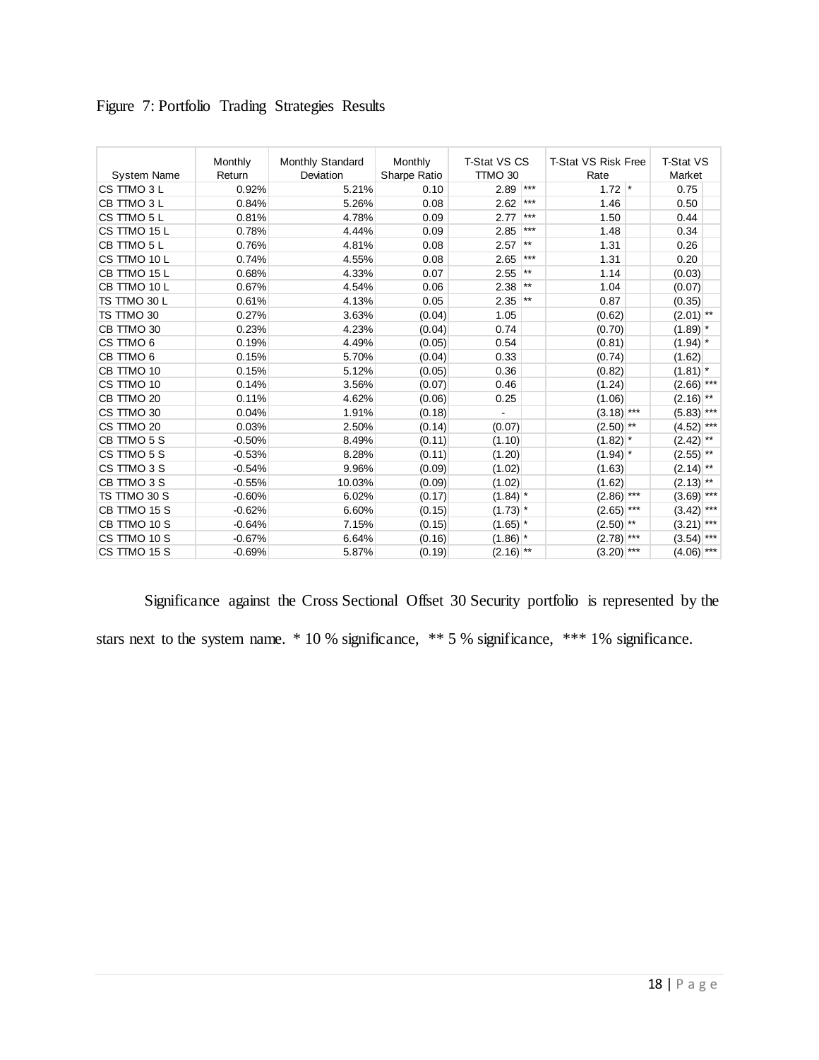Figure 7: Portfolio Trading Strategies Results

| System Name | Monthly Return | Monthly Standard Deviation | Monthly Sharpe Ratio | T-Stat VS CS TTMO 30 | | T-Stat VS Risk Free Rate | | T-Stat VS Market | |
|---|---|---|---|---|---|---|---|---|---|
| CS TTMO 3 L | 0.92% | 5.21% | 0.10 | 2.89 | *** | 1.72 | * | 0.75 | |
| CB TTMO 3 L | 0.84% | 5.26% | 0.08 | 2.62 | *** | 1.46 | | 0.50 | |
| CS TTMO 5 L | 0.81% | 4.78% | 0.09 | 2.77 | *** | 1.50 | | 0.44 | |
| CS TTMO 15 L | 0.78% | 4.44% | 0.09 | 2.85 | *** | 1.48 | | 0.34 | |
| CB TTMO 5 L | 0.76% | 4.81% | 0.08 | 2.57 | ** | 1.31 | | 0.26 | |
| CS TTMO 10 L | 0.74% | 4.55% | 0.08 | 2.65 | *** | 1.31 | | 0.20 | |
| CB TTMO 15 L | 0.68% | 4.33% | 0.07 | 2.55 | ** | 1.14 | | (0.03) | |
| CB TTMO 10 L | 0.67% | 4.54% | 0.06 | 2.38 | ** | 1.04 | | (0.07) | |
| TS TTMO 30 L | 0.61% | 4.13% | 0.05 | 2.35 | ** | 0.87 | | (0.35) | |
| TS TTMO 30 | 0.27% | 3.63% | (0.04) | 1.05 | | (0.62) | | (2.01) | ** |
| CB TTMO 30 | 0.23% | 4.23% | (0.04) | 0.74 | | (0.70) | | (1.89) | * |
| CS TTMO 6 | 0.19% | 4.49% | (0.05) | 0.54 | | (0.81) | | (1.94) | * |
| CB TTMO 6 | 0.15% | 5.70% | (0.04) | 0.33 | | (0.74) | | (1.62) | |
| CB TTMO 10 | 0.15% | 5.12% | (0.05) | 0.36 | | (0.82) | | (1.81) | * |
| CS TTMO 10 | 0.14% | 3.56% | (0.07) | 0.46 | | (1.24) | | (2.66) | *** |
| CB TTMO 20 | 0.11% | 4.62% | (0.06) | 0.25 | | (1.06) | | (2.16) | ** |
| CS TTMO 30 | 0.04% | 1.91% | (0.18) | - | | (3.18) | *** | (5.83) | *** |
| CS TTMO 20 | 0.03% | 2.50% | (0.14) | (0.07) | | (2.50) | ** | (4.52) | *** |
| CB TTMO 5 S | -0.50% | 8.49% | (0.11) | (1.10) | | (1.82) | * | (2.42) | ** |
| CS TTMO 5 S | -0.53% | 8.28% | (0.11) | (1.20) | | (1.94) | * | (2.55) | ** |
| CS TTMO 3 S | -0.54% | 9.96% | (0.09) | (1.02) | | (1.63) | | (2.14) | ** |
| CB TTMO 3 S | -0.55% | 10.03% | (0.09) | (1.02) | | (1.62) | | (2.13) | ** |
| TS TTMO 30 S | -0.60% | 6.02% | (0.17) | (1.84) | * | (2.86) | *** | (3.69) | *** |
| CB TTMO 15 S | -0.62% | 6.60% | (0.15) | (1.73) | * | (2.65) | *** | (3.42) | *** |
| CB TTMO 10 S | -0.64% | 7.15% | (0.15) | (1.65) | * | (2.50) | ** | (3.21) | *** |
| CS TTMO 10 S | -0.67% | 6.64% | (0.16) | (1.86) | * | (2.78) | *** | (3.54) | *** |
| CS TTMO 15 S | -0.69% | 5.87% | (0.19) | (2.16) | ** | (3.20) | *** | (4.06) | *** |

Significance against the Cross Sectional Offset 30 Security portfolio is represented by the stars next to the system name. * 10 % significance, ** 5 % significance, *** 1% significance.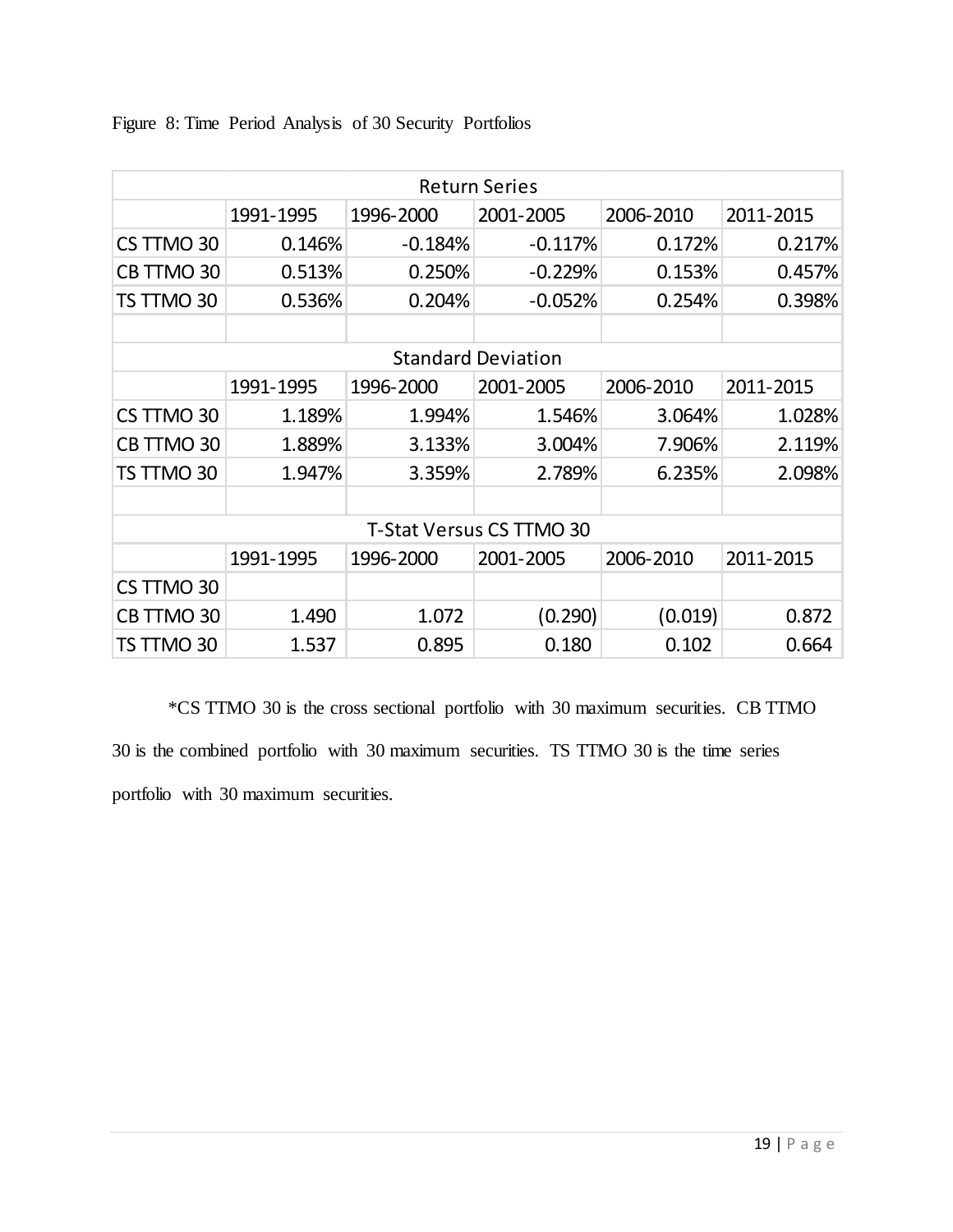Figure 8: Time Period Analysis of 30 Security Portfolios

| Return Series | | | | | |
|---|---|---|---|---|---|
| | 1991-1995 | 1996-2000 | 2001-2005 | 2006-2010 | 2011-2015 |
| CS TTMO 30 | 0.146% | -0.184% | -0.117% | 0.172% | 0.217% |
| CB TTMO 30 | 0.513% | 0.250% | -0.229% | 0.153% | 0.457% |
| TS TTMO 30 | 0.536% | 0.204% | -0.052% | 0.254% | 0.398% |
| | | | | | |
| Standard Deviation | | | | | |
| | 1991-1995 | 1996-2000 | 2001-2005 | 2006-2010 | 2011-2015 |
| CS TTMO 30 | 1.189% | 1.994% | 1.546% | 3.064% | 1.028% |
| CB TTMO 30 | 1.889% | 3.133% | 3.004% | 7.906% | 2.119% |
| TS TTMO 30 | 1.947% | 3.359% | 2.789% | 6.235% | 2.098% |
| | | | | | |
| T-Stat Versus CS TTMO 30 | | | | | |
| | 1991-1995 | 1996-2000 | 2001-2005 | 2006-2010 | 2011-2015 |
| CS TTMO 30 | | | | | |
| CB TTMO 30 | 1.490 | 1.072 | (0.290) | (0.019) | 0.872 |
| TS TTMO 30 | 1.537 | 0.895 | 0.180 | 0.102 | 0.664 |

*CS TTMO 30 is the cross sectional portfolio with 30 maximum securities. CB TTMO 30 is the combined portfolio with 30 maximum securities. TS TTMO 30 is the time series portfolio with 30 maximum securities.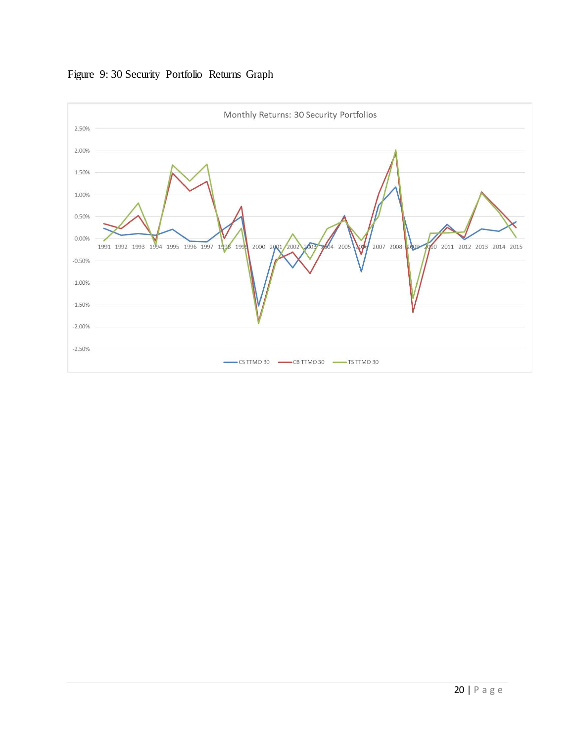Figure 9: 30 Security Portfolio Returns Graph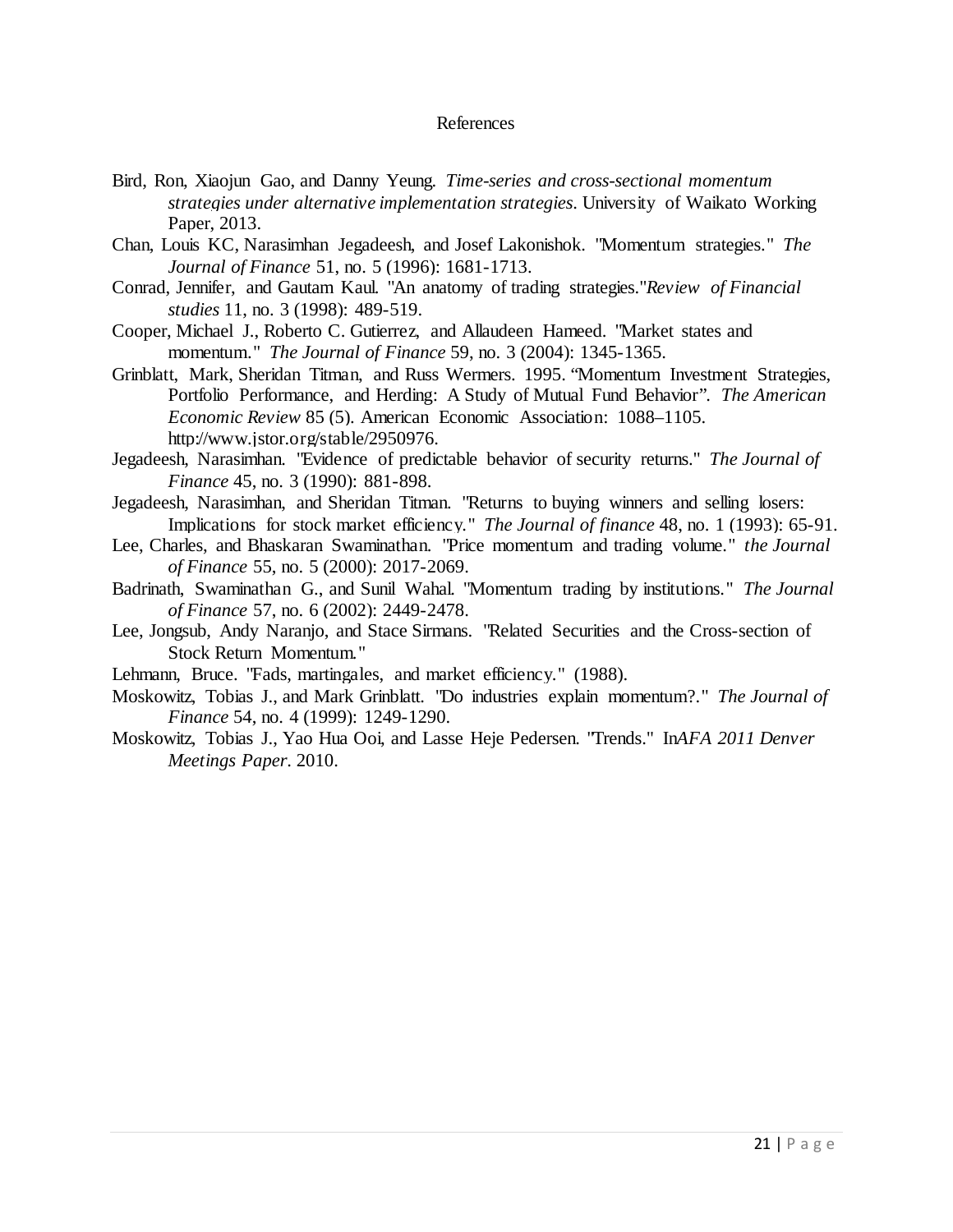# References

Bird, Ron, Xiaojun Gao, and Danny Yeung. *Time-series and cross-sectional momentum strategies under alternative implementation strategies*. University of Waikato Working Paper, 2013.

Chan, Louis KC, Narasimhan Jegadeesh, and Josef Lakonishok. "Momentum strategies." *The Journal of Finance* 51, no. 5 (1996): 1681-1713.

Conrad, Jennifer, and Gautam Kaul. "An anatomy of trading strategies."*Review of Financial studies* 11, no. 3 (1998): 489-519.

Cooper, Michael J., Roberto C. Gutierrez, and Allaudeen Hameed. "Market states and momentum." *The Journal of Finance* 59, no. 3 (2004): 1345-1365.

Grinblatt, Mark, Sheridan Titman, and Russ Wermers. 1995. "Momentum Investment Strategies, Portfolio Performance, and Herding: A Study of Mutual Fund Behavior". *The American Economic Review* 85 (5). American Economic Association: 1088–1105. http://www.jstor.org/stable/2950976.

Jegadeesh, Narasimhan. "Evidence of predictable behavior of security returns." *The Journal of Finance* 45, no. 3 (1990): 881-898.

Jegadeesh, Narasimhan, and Sheridan Titman. "Returns to buying winners and selling losers: Implications for stock market efficiency." *The Journal of finance* 48, no. 1 (1993): 65-91.

Lee, Charles, and Bhaskaran Swaminathan. "Price momentum and trading volume." *the Journal of Finance* 55, no. 5 (2000): 2017-2069.

Badrinath, Swaminathan G., and Sunil Wahal. "Momentum trading by institutions." *The Journal of Finance* 57, no. 6 (2002): 2449-2478.

Lee, Jongsub, Andy Naranjo, and Stace Sirmans. "Related Securities and the Cross-section of Stock Return Momentum."

Lehmann, Bruce. "Fads, martingales, and market efficiency." (1988).

Moskowitz, Tobias J., and Mark Grinblatt. "Do industries explain momentum?." *The Journal of Finance* 54, no. 4 (1999): 1249-1290.

Moskowitz, Tobias J., Yao Hua Ooi, and Lasse Heje Pedersen. "Trends." In*AFA 2011 Denver Meetings Paper*. 2010.